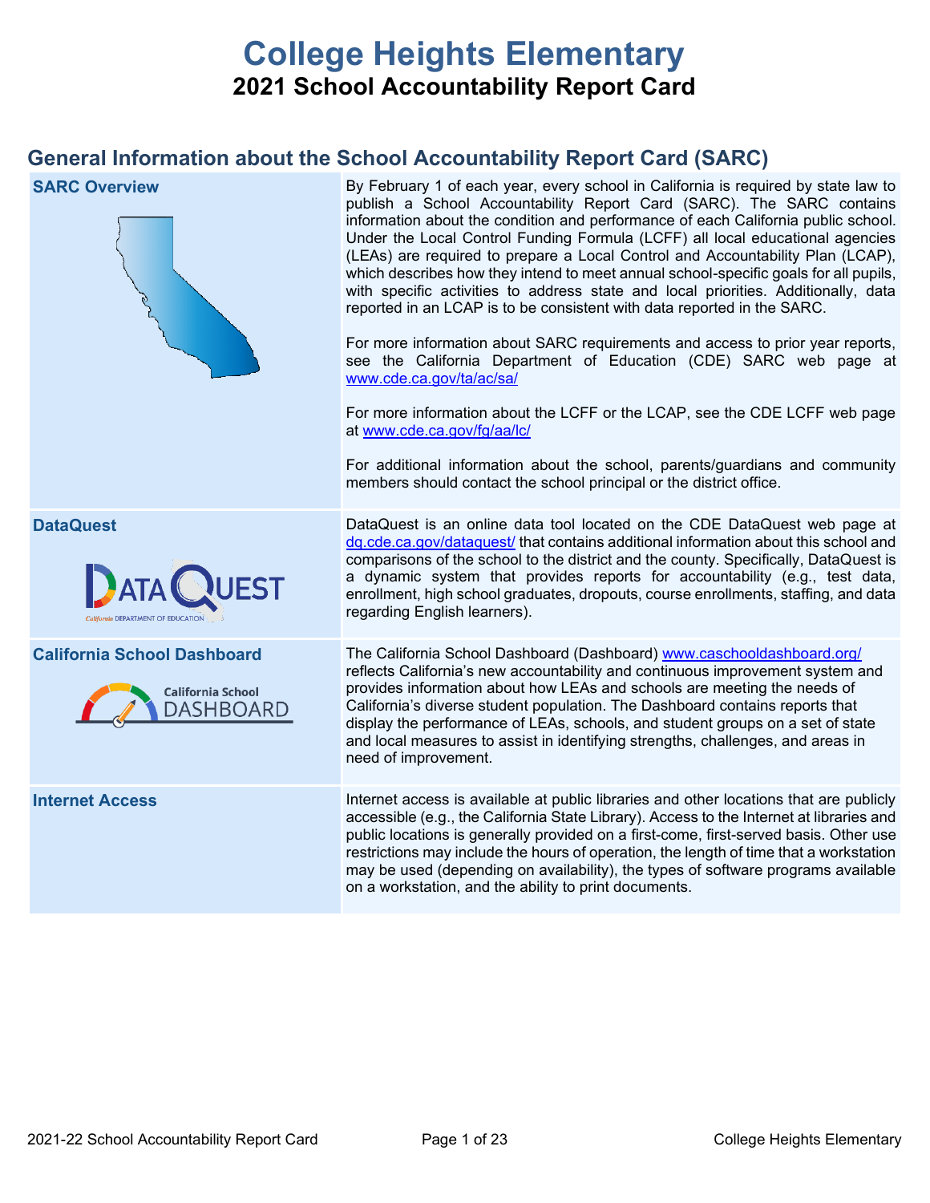# College Heights Elementary

## 2021 School Accountability Report Card

## General Information about the School Accountability Report Card (SARC)

| | |
|---|---|
| **SARC Overview** | By February 1 of each year, every school in California is required by state law to publish a School Accountability Report Card (SARC). The SARC contains information about the condition and performance of each California public school. Under the Local Control Funding Formula (LCFF) all local educational agencies (LEAs) are required to prepare a Local Control and Accountability Plan (LCAP), which describes how they intend to meet annual school-specific goals for all pupils, with specific activities to address state and local priorities. Additionally, data reported in an LCAP is to be consistent with data reported in the SARC.<br><br>For more information about SARC requirements and access to prior year reports, see the California Department of Education (CDE) SARC web page at www.cde.ca.gov/ta/ac/sa/<br><br>For more information about the LCFF or the LCAP, see the CDE LCFF web page at www.cde.ca.gov/fg/aa/lc/<br><br>For additional information about the school, parents/guardians and community members should contact the school principal or the district office. |
| **DataQuest** | DataQuest is an online data tool located on the CDE DataQuest web page at dq.cde.ca.gov/dataquest/ that contains additional information about this school and comparisons of the school to the district and the county. Specifically, DataQuest is a dynamic system that provides reports for accountability (e.g., test data, enrollment, high school graduates, dropouts, course enrollments, staffing, and data regarding English learners). |
| **California School Dashboard** | The California School Dashboard (Dashboard) www.caschooldashboard.org/ reflects California's new accountability and continuous improvement system and provides information about how LEAs and schools are meeting the needs of California's diverse student population. The Dashboard contains reports that display the performance of LEAs, schools, and student groups on a set of state and local measures to assist in identifying strengths, challenges, and areas in need of improvement. |
| **Internet Access** | Internet access is available at public libraries and other locations that are publicly accessible (e.g., the California State Library). Access to the Internet at libraries and public locations is generally provided on a first-come, first-served basis. Other use restrictions may include the hours of operation, the length of time that a workstation may be used (depending on availability), the types of software programs available on a workstation, and the ability to print documents. |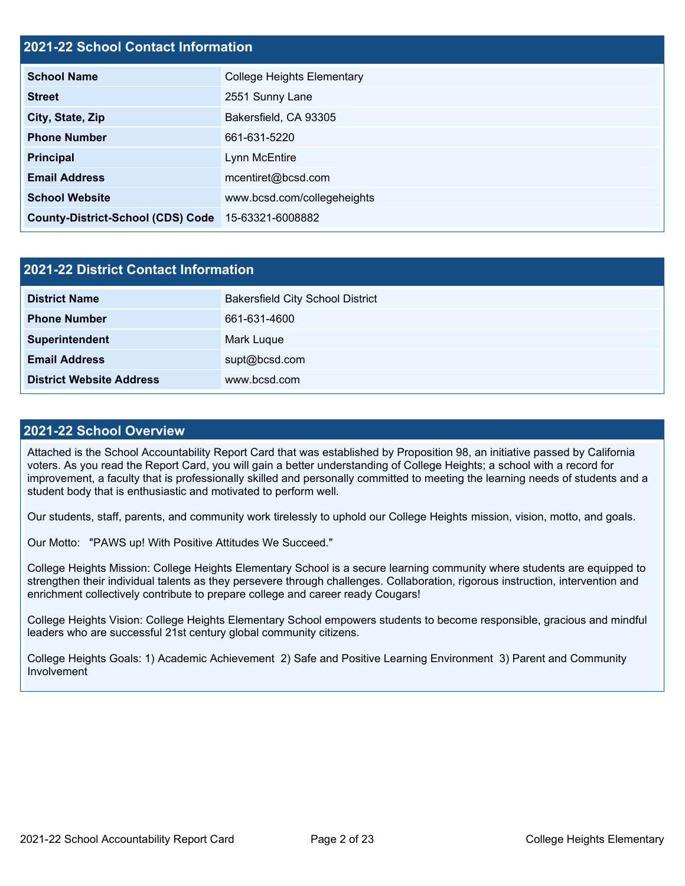## 2021-22 School Contact Information

| 2021-22 School Contact Information | |
|---|---|
| **School Name** | College Heights Elementary |
| **Street** | 2551 Sunny Lane |
| **City, State, Zip** | Bakersfield, CA 93305 |
| **Phone Number** | 661-631-5220 |
| **Principal** | Lynn McEntire |
| **Email Address** | mcentiret@bcsd.com |
| **School Website** | www.bcsd.com/collegeheights |
| **County-District-School (CDS) Code** | 15-63321-6008882 |

## 2021-22 District Contact Information

| 2021-22 District Contact Information | |
|---|---|
| **District Name** | Bakersfield City School District |
| **Phone Number** | 661-631-4600 |
| **Superintendent** | Mark Luque |
| **Email Address** | supt@bcsd.com |
| **District Website Address** | www.bcsd.com |

## 2021-22 School Overview

Attached is the School Accountability Report Card that was established by Proposition 98, an initiative passed by California voters. As you read the Report Card, you will gain a better understanding of College Heights; a school with a record for improvement, a faculty that is professionally skilled and personally committed to meeting the learning needs of students and a student body that is enthusiastic and motivated to perform well.

Our students, staff, parents, and community work tirelessly to uphold our College Heights mission, vision, motto, and goals.

Our Motto: "PAWS up! With Positive Attitudes We Succeed."

College Heights Mission: College Heights Elementary School is a secure learning community where students are equipped to strengthen their individual talents as they persevere through challenges. Collaboration, rigorous instruction, intervention and enrichment collectively contribute to prepare college and career ready Cougars!

College Heights Vision: College Heights Elementary School empowers students to become responsible, gracious and mindful leaders who are successful 21st century global community citizens.

College Heights Goals: 1) Academic Achievement 2) Safe and Positive Learning Environment 3) Parent and Community Involvement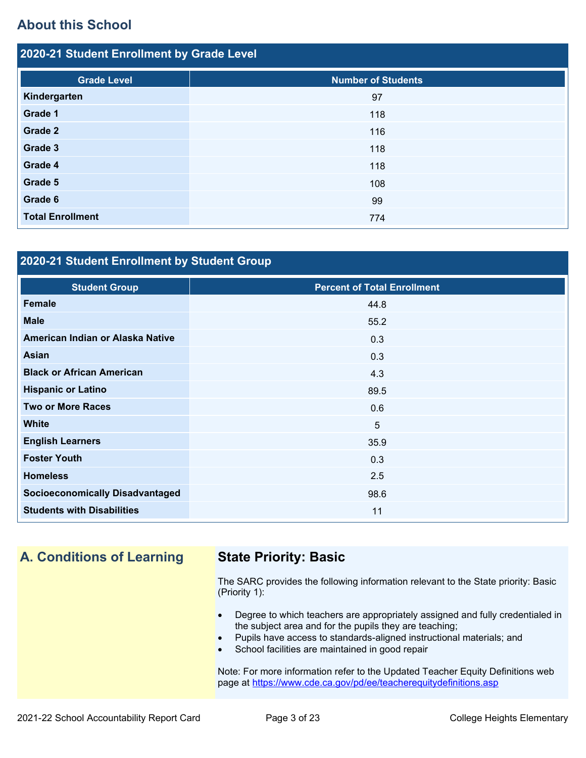## About this School

### 2020-21 Student Enrollment by Grade Level

| Grade Level | Number of Students |
|---|---|
| Kindergarten | 97 |
| Grade 1 | 118 |
| Grade 2 | 116 |
| Grade 3 | 118 |
| Grade 4 | 118 |
| Grade 5 | 108 |
| Grade 6 | 99 |
| Total Enrollment | 774 |

### 2020-21 Student Enrollment by Student Group

| Student Group | Percent of Total Enrollment |
|---|---|
| Female | 44.8 |
| Male | 55.2 |
| American Indian or Alaska Native | 0.3 |
| Asian | 0.3 |
| Black or African American | 4.3 |
| Hispanic or Latino | 89.5 |
| Two or More Races | 0.6 |
| White | 5 |
| English Learners | 35.9 |
| Foster Youth | 0.3 |
| Homeless | 2.5 |
| Socioeconomically Disadvantaged | 98.6 |
| Students with Disabilities | 11 |

## A. Conditions of Learning

### State Priority: Basic

The SARC provides the following information relevant to the State priority: Basic (Priority 1):

- Degree to which teachers are appropriately assigned and fully credentialed in the subject area and for the pupils they are teaching;
- Pupils have access to standards-aligned instructional materials; and
- School facilities are maintained in good repair

Note: For more information refer to the Updated Teacher Equity Definitions web page at https://www.cde.ca.gov/pd/ee/teacherequitydefinitions.asp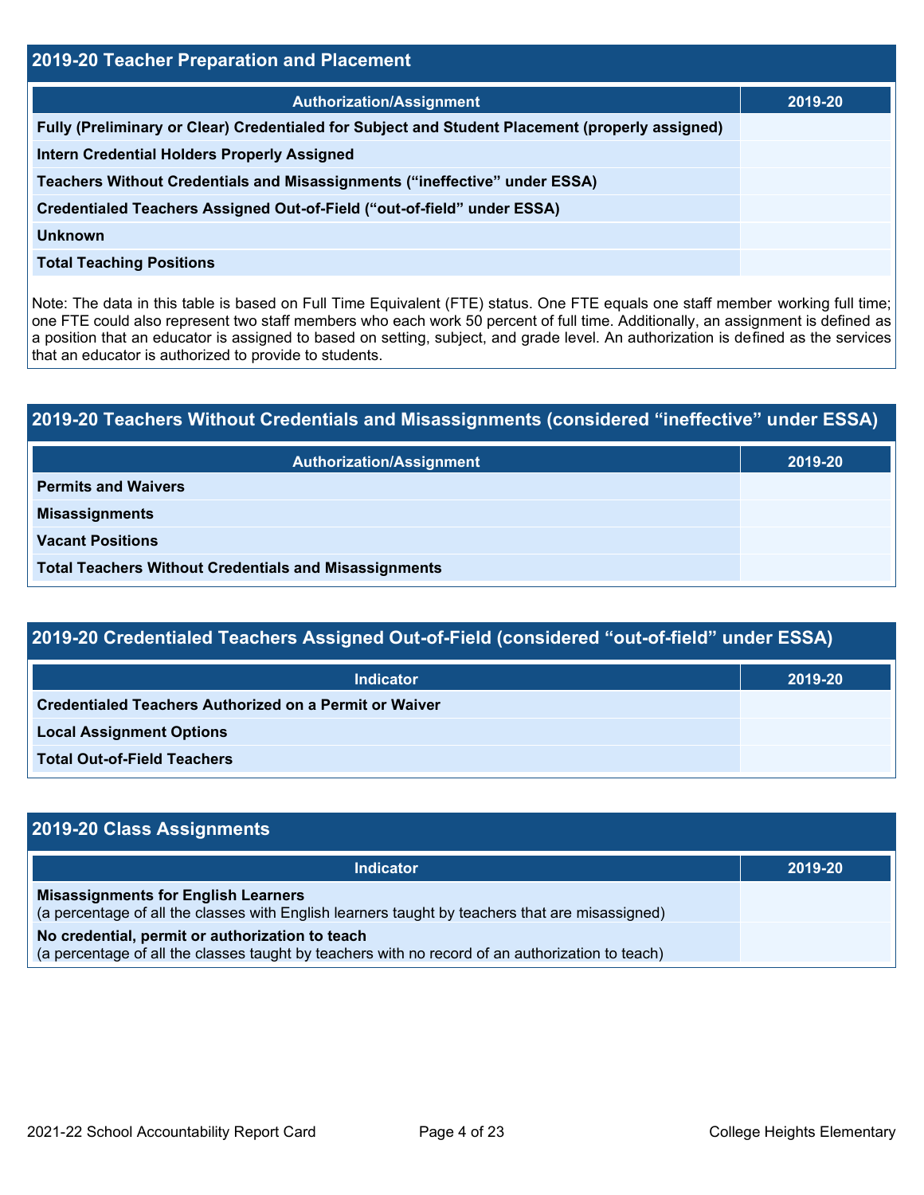## 2019-20 Teacher Preparation and Placement

| Authorization/Assignment | 2019-20 |
|---|---|
| Fully (Preliminary or Clear) Credentialed for Subject and Student Placement (properly assigned) | |
| Intern Credential Holders Properly Assigned | |
| Teachers Without Credentials and Misassignments ("ineffective" under ESSA) | |
| Credentialed Teachers Assigned Out-of-Field ("out-of-field" under ESSA) | |
| Unknown | |
| Total Teaching Positions | |

Note: The data in this table is based on Full Time Equivalent (FTE) status. One FTE equals one staff member working full time; one FTE could also represent two staff members who each work 50 percent of full time. Additionally, an assignment is defined as a position that an educator is assigned to based on setting, subject, and grade level. An authorization is defined as the services that an educator is authorized to provide to students.

## 2019-20 Teachers Without Credentials and Misassignments (considered "ineffective" under ESSA)

| Authorization/Assignment | 2019-20 |
|---|---|
| Permits and Waivers | |
| Misassignments | |
| Vacant Positions | |
| Total Teachers Without Credentials and Misassignments | |

## 2019-20 Credentialed Teachers Assigned Out-of-Field (considered "out-of-field" under ESSA)

| Indicator | 2019-20 |
|---|---|
| Credentialed Teachers Authorized on a Permit or Waiver | |
| Local Assignment Options | |
| Total Out-of-Field Teachers | |

## 2019-20 Class Assignments

| Indicator | 2019-20 |
|---|---|
| **Misassignments for English Learners** (a percentage of all the classes with English learners taught by teachers that are misassigned) | |
| **No credential, permit or authorization to teach** (a percentage of all the classes taught by teachers with no record of an authorization to teach) | |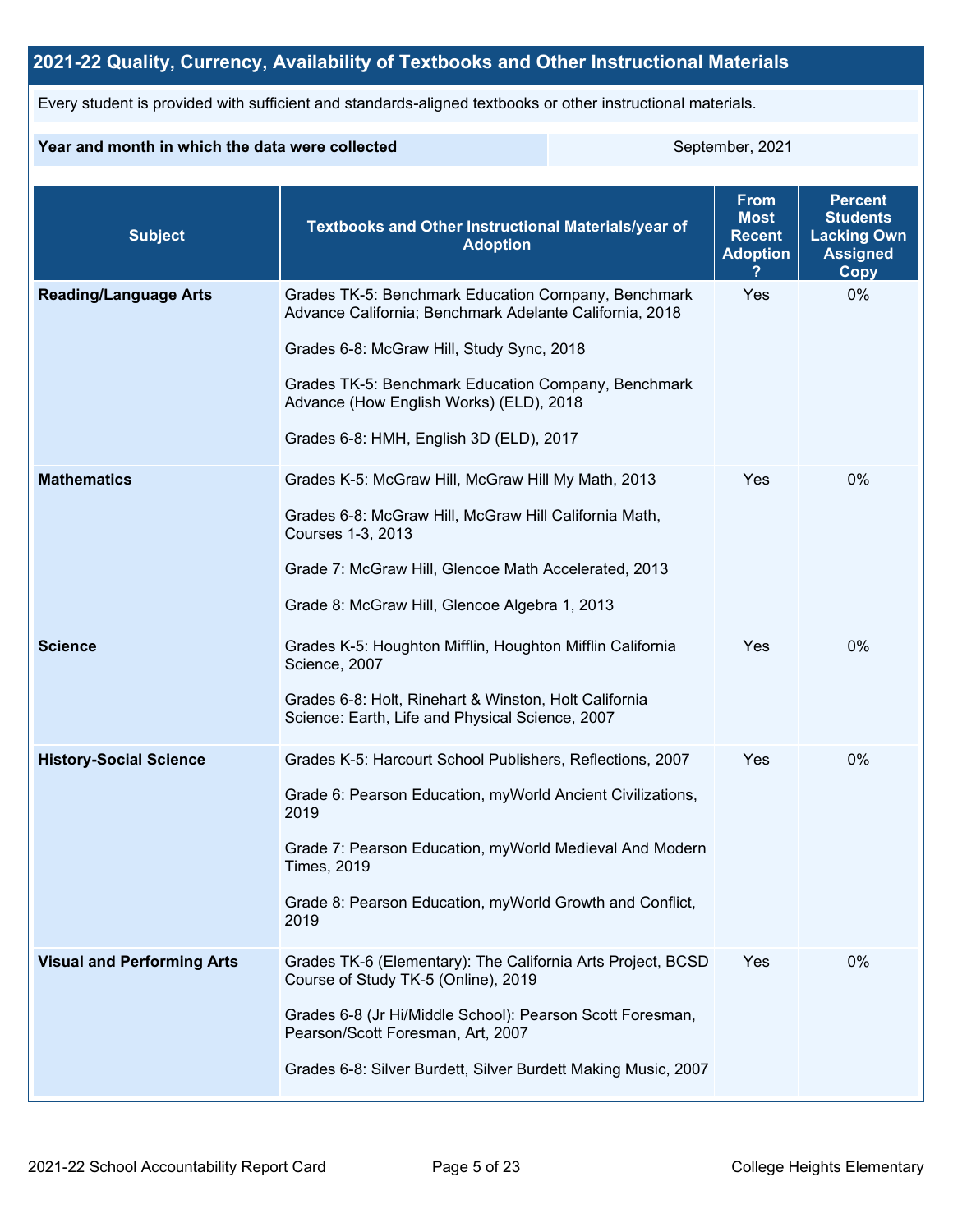## 2021-22 Quality, Currency, Availability of Textbooks and Other Instructional Materials

Every student is provided with sufficient and standards-aligned textbooks or other instructional materials.

| Year and month in which the data were collected | September, 2021 |
|---|---|

| Subject | Textbooks and Other Instructional Materials/year of Adoption | From Most Recent Adoption ? | Percent Students Lacking Own Assigned Copy |
|---|---|---|---|
| **Reading/Language Arts** | Grades TK-5: Benchmark Education Company, Benchmark Advance California; Benchmark Adelante California, 2018<br><br>Grades 6-8: McGraw Hill, Study Sync, 2018<br><br>Grades TK-5: Benchmark Education Company, Benchmark Advance (How English Works) (ELD), 2018<br><br>Grades 6-8: HMH, English 3D (ELD), 2017 | Yes | 0% |
| **Mathematics** | Grades K-5: McGraw Hill, McGraw Hill My Math, 2013<br><br>Grades 6-8: McGraw Hill, McGraw Hill California Math, Courses 1-3, 2013<br><br>Grade 7: McGraw Hill, Glencoe Math Accelerated, 2013<br><br>Grade 8: McGraw Hill, Glencoe Algebra 1, 2013 | Yes | 0% |
| **Science** | Grades K-5: Houghton Mifflin, Houghton Mifflin California Science, 2007<br><br>Grades 6-8: Holt, Rinehart & Winston, Holt California Science: Earth, Life and Physical Science, 2007 | Yes | 0% |
| **History-Social Science** | Grades K-5: Harcourt School Publishers, Reflections, 2007<br><br>Grade 6: Pearson Education, myWorld Ancient Civilizations, 2019<br><br>Grade 7: Pearson Education, myWorld Medieval And Modern Times, 2019<br><br>Grade 8: Pearson Education, myWorld Growth and Conflict, 2019 | Yes | 0% |
| **Visual and Performing Arts** | Grades TK-6 (Elementary): The California Arts Project, BCSD Course of Study TK-5 (Online), 2019<br><br>Grades 6-8 (Jr Hi/Middle School): Pearson Scott Foresman, Pearson/Scott Foresman, Art, 2007<br><br>Grades 6-8: Silver Burdett, Silver Burdett Making Music, 2007 | Yes | 0% |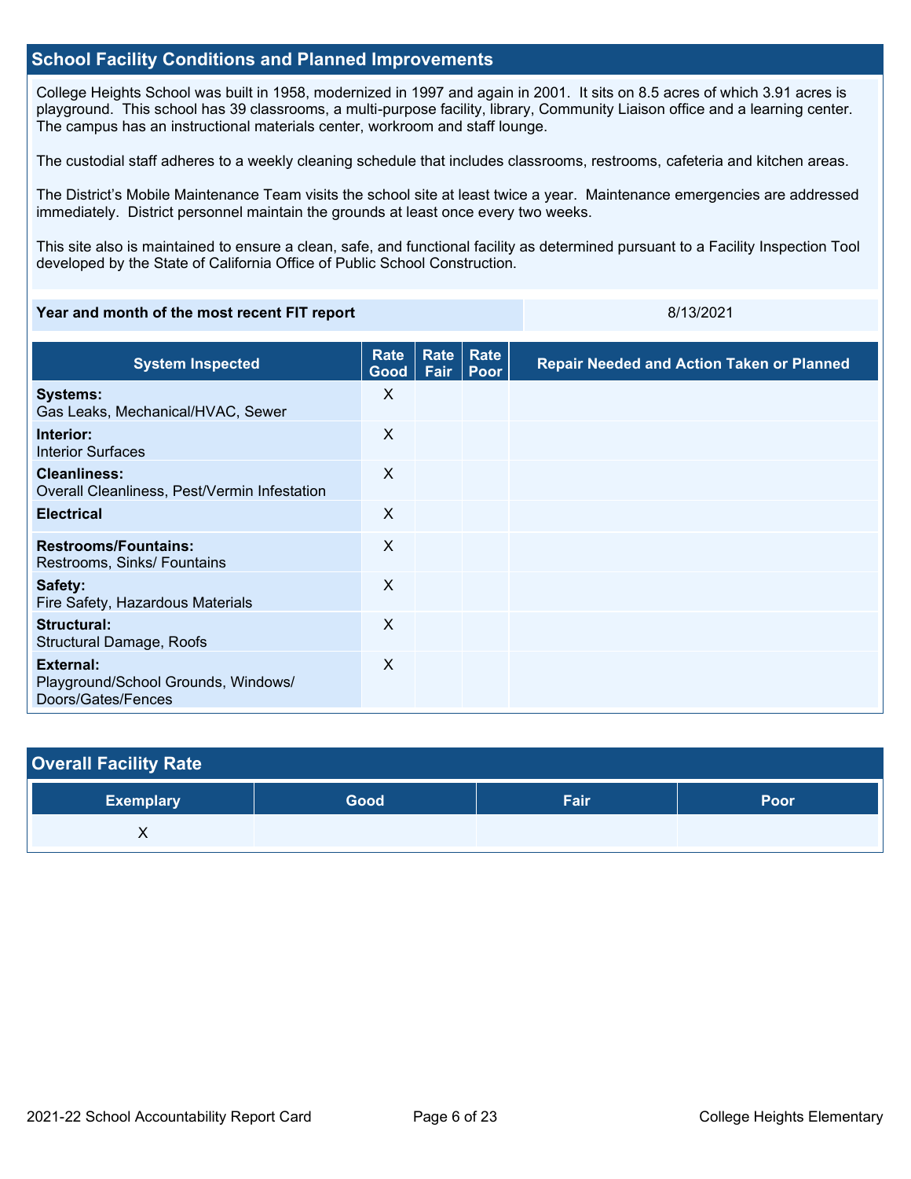## School Facility Conditions and Planned Improvements

College Heights School was built in 1958, modernized in 1997 and again in 2001. It sits on 8.5 acres of which 3.91 acres is playground. This school has 39 classrooms, a multi-purpose facility, library, Community Liaison office and a learning center. The campus has an instructional materials center, workroom and staff lounge.

The custodial staff adheres to a weekly cleaning schedule that includes classrooms, restrooms, cafeteria and kitchen areas.

The District's Mobile Maintenance Team visits the school site at least twice a year. Maintenance emergencies are addressed immediately. District personnel maintain the grounds at least once every two weeks.

This site also is maintained to ensure a clean, safe, and functional facility as determined pursuant to a Facility Inspection Tool developed by the State of California Office of Public School Construction.

| Year and month of the most recent FIT report | 8/13/2021 |
|---|---|

| System Inspected | Rate Good | Rate Fair | Rate Poor | Repair Needed and Action Taken or Planned |
|---|---|---|---|---|
| **Systems:** Gas Leaks, Mechanical/HVAC, Sewer | X | | | |
| **Interior:** Interior Surfaces | X | | | |
| **Cleanliness:** Overall Cleanliness, Pest/Vermin Infestation | X | | | |
| **Electrical** | X | | | |
| **Restrooms/Fountains:** Restrooms, Sinks/ Fountains | X | | | |
| **Safety:** Fire Safety, Hazardous Materials | X | | | |
| **Structural:** Structural Damage, Roofs | X | | | |
| **External:** Playground/School Grounds, Windows/ Doors/Gates/Fences | X | | | |

## Overall Facility Rate

| Exemplary | Good | Fair | Poor |
|---|---|---|---|
| X | | | |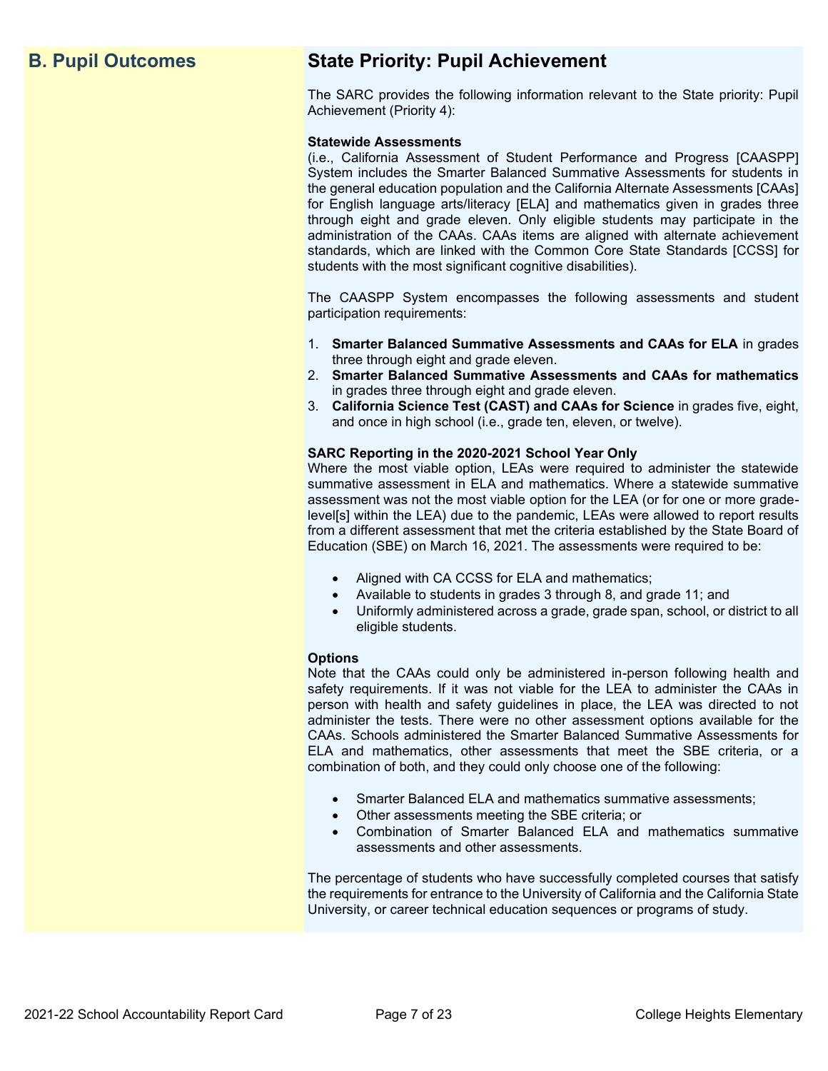## B. Pupil Outcomes

## State Priority: Pupil Achievement

The SARC provides the following information relevant to the State priority: Pupil Achievement (Priority 4):

**Statewide Assessments**
(i.e., California Assessment of Student Performance and Progress [CAASPP] System includes the Smarter Balanced Summative Assessments for students in the general education population and the California Alternate Assessments [CAAs] for English language arts/literacy [ELA] and mathematics given in grades three through eight and grade eleven. Only eligible students may participate in the administration of the CAAs. CAAs items are aligned with alternate achievement standards, which are linked with the Common Core State Standards [CCSS] for students with the most significant cognitive disabilities).

The CAASPP System encompasses the following assessments and student participation requirements:

1. **Smarter Balanced Summative Assessments and CAAs for ELA** in grades three through eight and grade eleven.
2. **Smarter Balanced Summative Assessments and CAAs for mathematics** in grades three through eight and grade eleven.
3. **California Science Test (CAST) and CAAs for Science** in grades five, eight, and once in high school (i.e., grade ten, eleven, or twelve).

**SARC Reporting in the 2020-2021 School Year Only**
Where the most viable option, LEAs were required to administer the statewide summative assessment in ELA and mathematics. Where a statewide summative assessment was not the most viable option for the LEA (or for one or more grade-level[s] within the LEA) due to the pandemic, LEAs were allowed to report results from a different assessment that met the criteria established by the State Board of Education (SBE) on March 16, 2021. The assessments were required to be:

- Aligned with CA CCSS for ELA and mathematics;
- Available to students in grades 3 through 8, and grade 11; and
- Uniformly administered across a grade, grade span, school, or district to all eligible students.

**Options**
Note that the CAAs could only be administered in-person following health and safety requirements. If it was not viable for the LEA to administer the CAAs in person with health and safety guidelines in place, the LEA was directed to not administer the tests. There were no other assessment options available for the CAAs. Schools administered the Smarter Balanced Summative Assessments for ELA and mathematics, other assessments that meet the SBE criteria, or a combination of both, and they could only choose one of the following:

- Smarter Balanced ELA and mathematics summative assessments;
- Other assessments meeting the SBE criteria; or
- Combination of Smarter Balanced ELA and mathematics summative assessments and other assessments.

The percentage of students who have successfully completed courses that satisfy the requirements for entrance to the University of California and the California State University, or career technical education sequences or programs of study.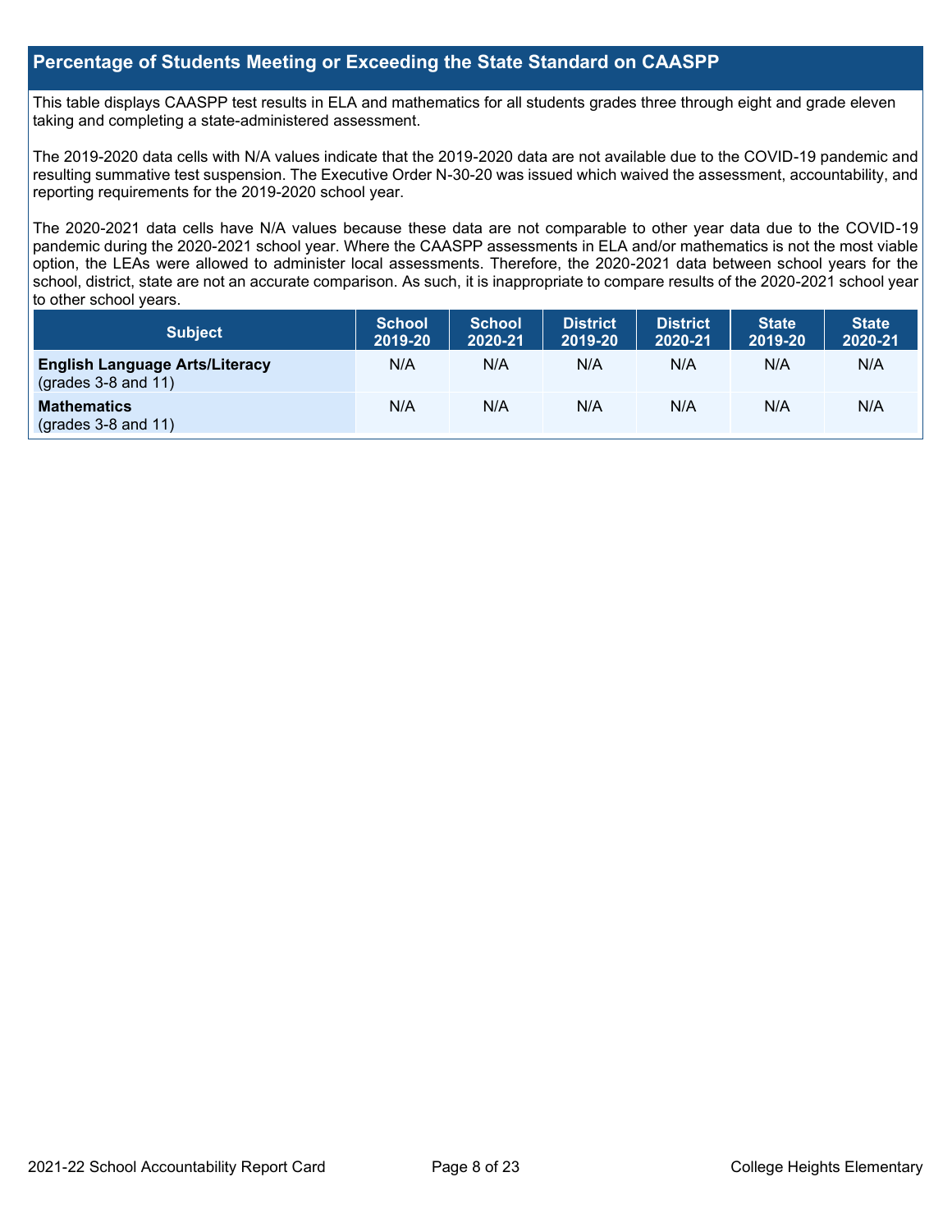## Percentage of Students Meeting or Exceeding the State Standard on CAASPP

This table displays CAASPP test results in ELA and mathematics for all students grades three through eight and grade eleven taking and completing a state-administered assessment.

The 2019-2020 data cells with N/A values indicate that the 2019-2020 data are not available due to the COVID-19 pandemic and resulting summative test suspension. The Executive Order N-30-20 was issued which waived the assessment, accountability, and reporting requirements for the 2019-2020 school year.

The 2020-2021 data cells have N/A values because these data are not comparable to other year data due to the COVID-19 pandemic during the 2020-2021 school year. Where the CAASPP assessments in ELA and/or mathematics is not the most viable option, the LEAs were allowed to administer local assessments. Therefore, the 2020-2021 data between school years for the school, district, state are not an accurate comparison. As such, it is inappropriate to compare results of the 2020-2021 school year to other school years.

| Subject | School 2019-20 | School 2020-21 | District 2019-20 | District 2020-21 | State 2019-20 | State 2020-21 |
|---|---|---|---|---|---|---|
| **English Language Arts/Literacy** (grades 3-8 and 11) | N/A | N/A | N/A | N/A | N/A | N/A |
| **Mathematics** (grades 3-8 and 11) | N/A | N/A | N/A | N/A | N/A | N/A |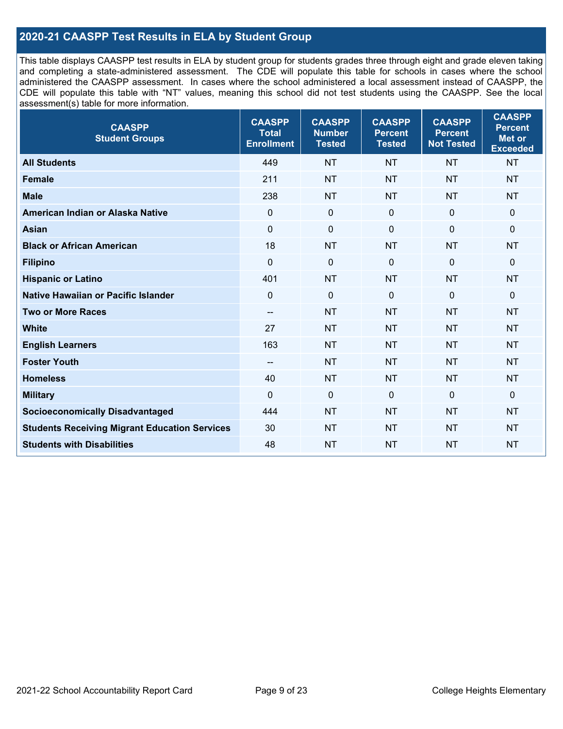## 2020-21 CAASPP Test Results in ELA by Student Group

This table displays CAASPP test results in ELA by student group for students grades three through eight and grade eleven taking and completing a state-administered assessment. The CDE will populate this table for schools in cases where the school administered the CAASPP assessment. In cases where the school administered a local assessment instead of CAASPP, the CDE will populate this table with "NT" values, meaning this school did not test students using the CAASPP. See the local assessment(s) table for more information.

| CAASPP Student Groups | CAASPP Total Enrollment | CAASPP Number Tested | CAASPP Percent Tested | CAASPP Percent Not Tested | CAASPP Percent Met or Exceeded |
|---|---|---|---|---|---|
| **All Students** | 449 | NT | NT | NT | NT |
| **Female** | 211 | NT | NT | NT | NT |
| **Male** | 238 | NT | NT | NT | NT |
| **American Indian or Alaska Native** | 0 | 0 | 0 | 0 | 0 |
| **Asian** | 0 | 0 | 0 | 0 | 0 |
| **Black or African American** | 18 | NT | NT | NT | NT |
| **Filipino** | 0 | 0 | 0 | 0 | 0 |
| **Hispanic or Latino** | 401 | NT | NT | NT | NT |
| **Native Hawaiian or Pacific Islander** | 0 | 0 | 0 | 0 | 0 |
| **Two or More Races** | -- | NT | NT | NT | NT |
| **White** | 27 | NT | NT | NT | NT |
| **English Learners** | 163 | NT | NT | NT | NT |
| **Foster Youth** | -- | NT | NT | NT | NT |
| **Homeless** | 40 | NT | NT | NT | NT |
| **Military** | 0 | 0 | 0 | 0 | 0 |
| **Socioeconomically Disadvantaged** | 444 | NT | NT | NT | NT |
| **Students Receiving Migrant Education Services** | 30 | NT | NT | NT | NT |
| **Students with Disabilities** | 48 | NT | NT | NT | NT |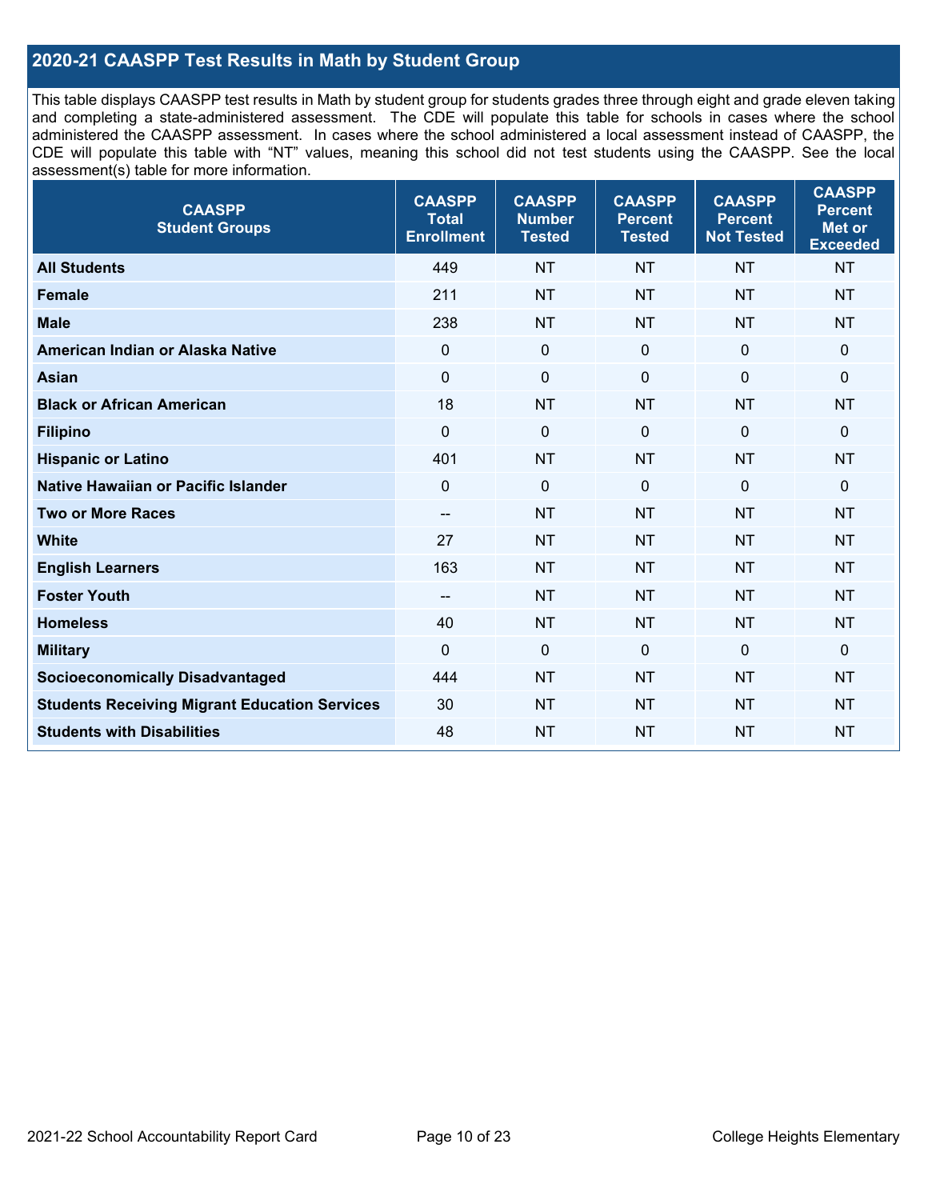## 2020-21 CAASPP Test Results in Math by Student Group

This table displays CAASPP test results in Math by student group for students grades three through eight and grade eleven taking and completing a state-administered assessment. The CDE will populate this table for schools in cases where the school administered the CAASPP assessment. In cases where the school administered a local assessment instead of CAASPP, the CDE will populate this table with "NT" values, meaning this school did not test students using the CAASPP. See the local assessment(s) table for more information.

| CAASPP Student Groups | CAASPP Total Enrollment | CAASPP Number Tested | CAASPP Percent Tested | CAASPP Percent Not Tested | CAASPP Percent Met or Exceeded |
|---|---|---|---|---|---|
| **All Students** | 449 | NT | NT | NT | NT |
| **Female** | 211 | NT | NT | NT | NT |
| **Male** | 238 | NT | NT | NT | NT |
| **American Indian or Alaska Native** | 0 | 0 | 0 | 0 | 0 |
| **Asian** | 0 | 0 | 0 | 0 | 0 |
| **Black or African American** | 18 | NT | NT | NT | NT |
| **Filipino** | 0 | 0 | 0 | 0 | 0 |
| **Hispanic or Latino** | 401 | NT | NT | NT | NT |
| **Native Hawaiian or Pacific Islander** | 0 | 0 | 0 | 0 | 0 |
| **Two or More Races** | -- | NT | NT | NT | NT |
| **White** | 27 | NT | NT | NT | NT |
| **English Learners** | 163 | NT | NT | NT | NT |
| **Foster Youth** | -- | NT | NT | NT | NT |
| **Homeless** | 40 | NT | NT | NT | NT |
| **Military** | 0 | 0 | 0 | 0 | 0 |
| **Socioeconomically Disadvantaged** | 444 | NT | NT | NT | NT |
| **Students Receiving Migrant Education Services** | 30 | NT | NT | NT | NT |
| **Students with Disabilities** | 48 | NT | NT | NT | NT |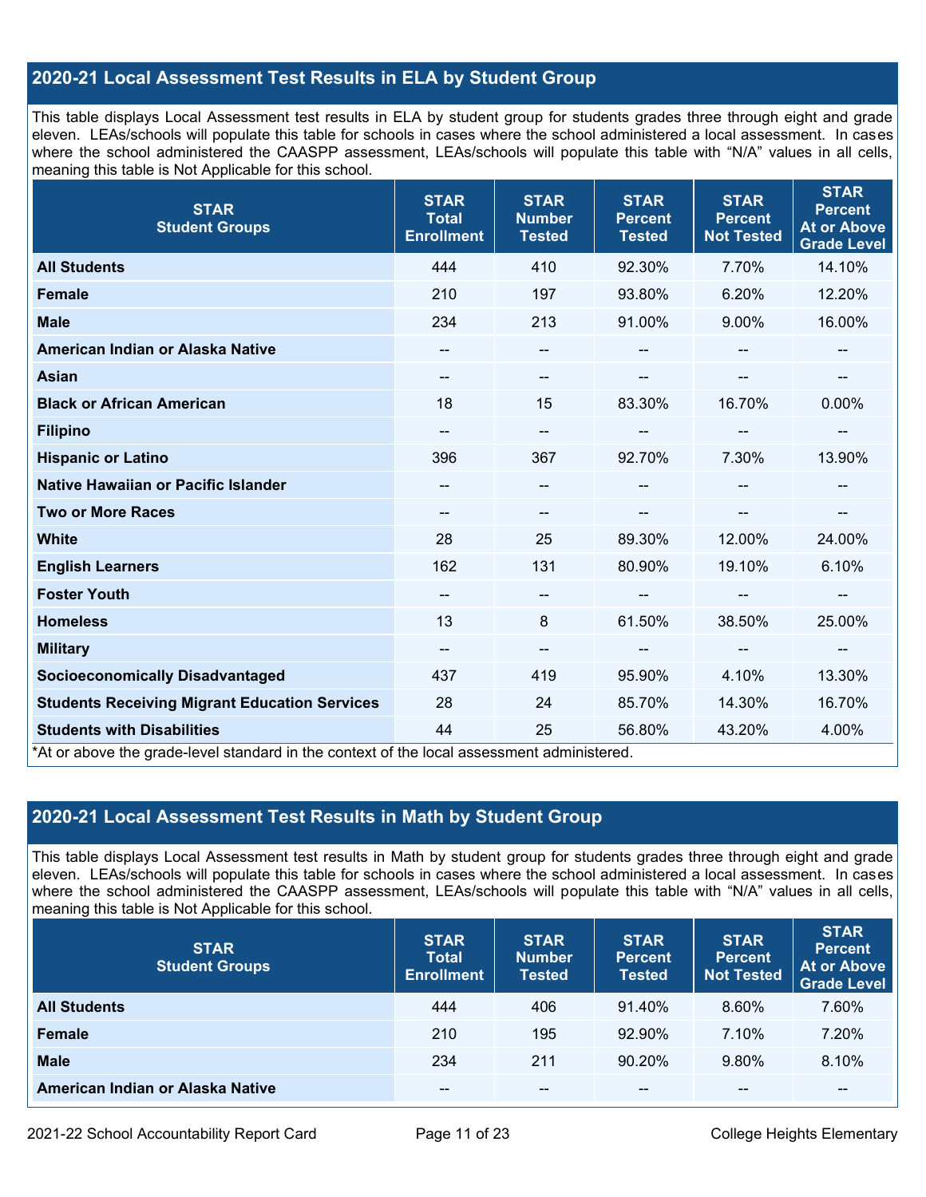## 2020-21 Local Assessment Test Results in ELA by Student Group

This table displays Local Assessment test results in ELA by student group for students grades three through eight and grade eleven. LEAs/schools will populate this table for schools in cases where the school administered a local assessment. In cases where the school administered the CAASPP assessment, LEAs/schools will populate this table with "N/A" values in all cells, meaning this table is Not Applicable for this school.

| STAR Student Groups | STAR Total Enrollment | STAR Number Tested | STAR Percent Tested | STAR Percent Not Tested | STAR Percent At or Above Grade Level |
|---|---|---|---|---|---|
| **All Students** | 444 | 410 | 92.30% | 7.70% | 14.10% |
| **Female** | 210 | 197 | 93.80% | 6.20% | 12.20% |
| **Male** | 234 | 213 | 91.00% | 9.00% | 16.00% |
| **American Indian or Alaska Native** | -- | -- | -- | -- | -- |
| **Asian** | -- | -- | -- | -- | -- |
| **Black or African American** | 18 | 15 | 83.30% | 16.70% | 0.00% |
| **Filipino** | -- | -- | -- | -- | -- |
| **Hispanic or Latino** | 396 | 367 | 92.70% | 7.30% | 13.90% |
| **Native Hawaiian or Pacific Islander** | -- | -- | -- | -- | -- |
| **Two or More Races** | -- | -- | -- | -- | -- |
| **White** | 28 | 25 | 89.30% | 12.00% | 24.00% |
| **English Learners** | 162 | 131 | 80.90% | 19.10% | 6.10% |
| **Foster Youth** | -- | -- | -- | -- | -- |
| **Homeless** | 13 | 8 | 61.50% | 38.50% | 25.00% |
| **Military** | -- | -- | -- | -- | -- |
| **Socioeconomically Disadvantaged** | 437 | 419 | 95.90% | 4.10% | 13.30% |
| **Students Receiving Migrant Education Services** | 28 | 24 | 85.70% | 14.30% | 16.70% |
| **Students with Disabilities** | 44 | 25 | 56.80% | 43.20% | 4.00% |

*At or above the grade-level standard in the context of the local assessment administered.

## 2020-21 Local Assessment Test Results in Math by Student Group

This table displays Local Assessment test results in Math by student group for students grades three through eight and grade eleven. LEAs/schools will populate this table for schools in cases where the school administered a local assessment. In cases where the school administered the CAASPP assessment, LEAs/schools will populate this table with "N/A" values in all cells, meaning this table is Not Applicable for this school.

| STAR Student Groups | STAR Total Enrollment | STAR Number Tested | STAR Percent Tested | STAR Percent Not Tested | STAR Percent At or Above Grade Level |
|---|---|---|---|---|---|
| **All Students** | 444 | 406 | 91.40% | 8.60% | 7.60% |
| **Female** | 210 | 195 | 92.90% | 7.10% | 7.20% |
| **Male** | 234 | 211 | 90.20% | 9.80% | 8.10% |
| **American Indian or Alaska Native** | -- | -- | -- | -- | -- |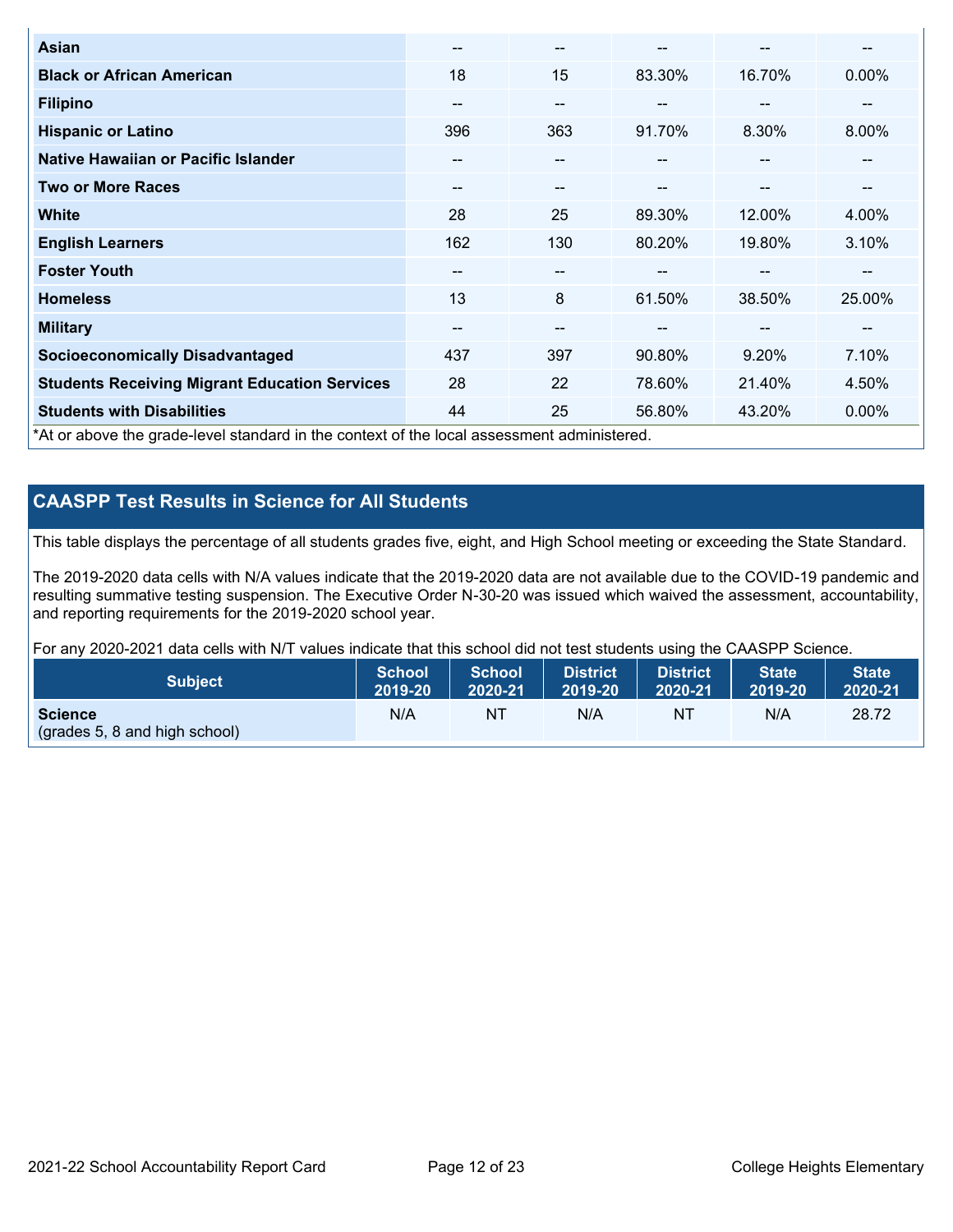| | | | | | |
|---|---|---|---|---|---|
| **Asian** | -- | -- | -- | -- | -- |
| **Black or African American** | 18 | 15 | 83.30% | 16.70% | 0.00% |
| **Filipino** | -- | -- | -- | -- | -- |
| **Hispanic or Latino** | 396 | 363 | 91.70% | 8.30% | 8.00% |
| **Native Hawaiian or Pacific Islander** | -- | -- | -- | -- | -- |
| **Two or More Races** | -- | -- | -- | -- | -- |
| **White** | 28 | 25 | 89.30% | 12.00% | 4.00% |
| **English Learners** | 162 | 130 | 80.20% | 19.80% | 3.10% |
| **Foster Youth** | -- | -- | -- | -- | -- |
| **Homeless** | 13 | 8 | 61.50% | 38.50% | 25.00% |
| **Military** | -- | -- | -- | -- | -- |
| **Socioeconomically Disadvantaged** | 437 | 397 | 90.80% | 9.20% | 7.10% |
| **Students Receiving Migrant Education Services** | 28 | 22 | 78.60% | 21.40% | 4.50% |
| **Students with Disabilities** | 44 | 25 | 56.80% | 43.20% | 0.00% |

*At or above the grade-level standard in the context of the local assessment administered.

## CAASPP Test Results in Science for All Students

This table displays the percentage of all students grades five, eight, and High School meeting or exceeding the State Standard.

The 2019-2020 data cells with N/A values indicate that the 2019-2020 data are not available due to the COVID-19 pandemic and resulting summative testing suspension. The Executive Order N-30-20 was issued which waived the assessment, accountability, and reporting requirements for the 2019-2020 school year.

For any 2020-2021 data cells with N/T values indicate that this school did not test students using the CAASPP Science.

| Subject | School 2019-20 | School 2020-21 | District 2019-20 | District 2020-21 | State 2019-20 | State 2020-21 |
|---|---|---|---|---|---|---|
| **Science** (grades 5, 8 and high school) | N/A | NT | N/A | NT | N/A | 28.72 |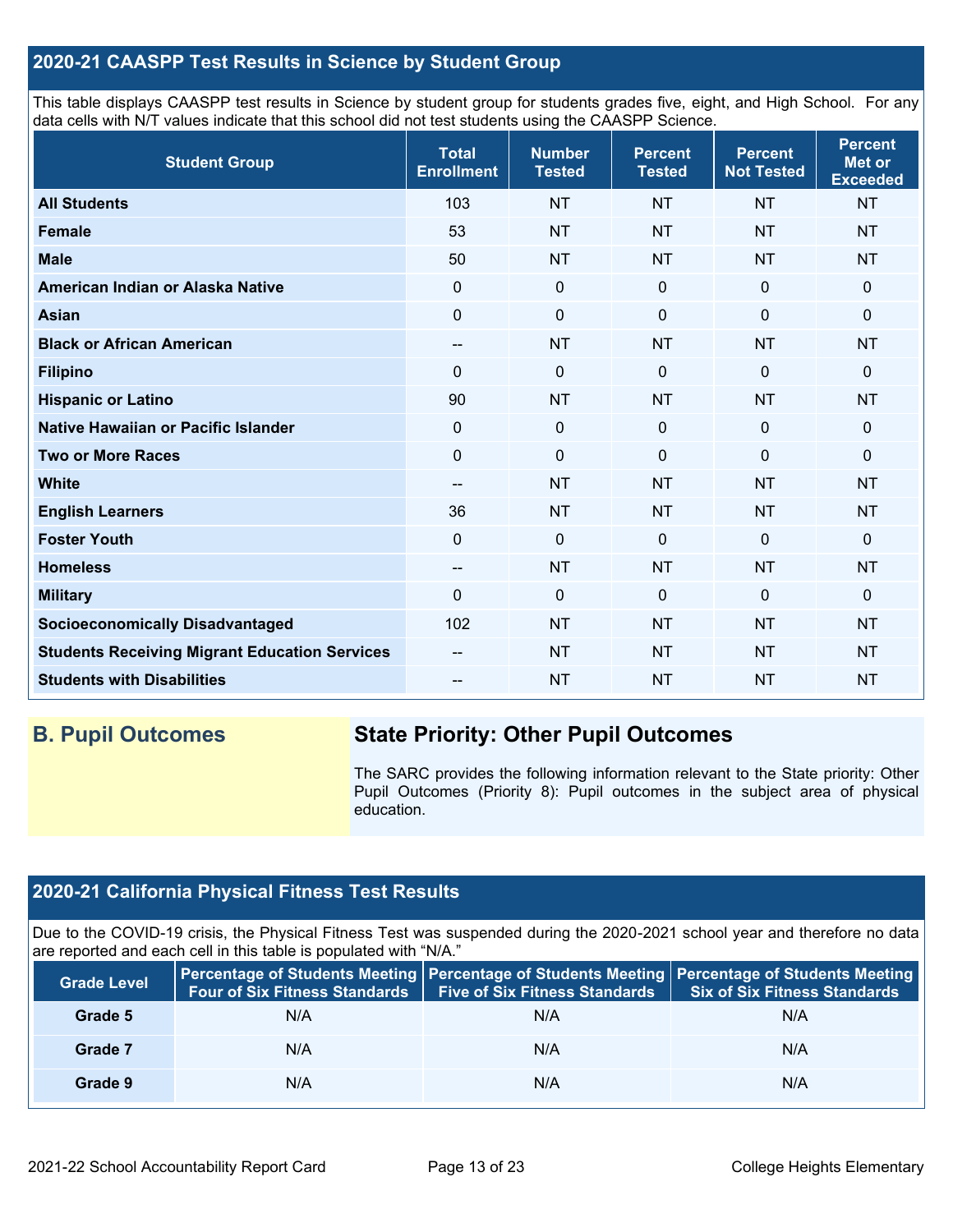## 2020-21 CAASPP Test Results in Science by Student Group

This table displays CAASPP test results in Science by student group for students grades five, eight, and High School. For any data cells with N/T values indicate that this school did not test students using the CAASPP Science.

| Student Group | Total Enrollment | Number Tested | Percent Tested | Percent Not Tested | Percent Met or Exceeded |
|---|---|---|---|---|---|
| **All Students** | 103 | NT | NT | NT | NT |
| **Female** | 53 | NT | NT | NT | NT |
| **Male** | 50 | NT | NT | NT | NT |
| **American Indian or Alaska Native** | 0 | 0 | 0 | 0 | 0 |
| **Asian** | 0 | 0 | 0 | 0 | 0 |
| **Black or African American** | -- | NT | NT | NT | NT |
| **Filipino** | 0 | 0 | 0 | 0 | 0 |
| **Hispanic or Latino** | 90 | NT | NT | NT | NT |
| **Native Hawaiian or Pacific Islander** | 0 | 0 | 0 | 0 | 0 |
| **Two or More Races** | 0 | 0 | 0 | 0 | 0 |
| **White** | -- | NT | NT | NT | NT |
| **English Learners** | 36 | NT | NT | NT | NT |
| **Foster Youth** | 0 | 0 | 0 | 0 | 0 |
| **Homeless** | -- | NT | NT | NT | NT |
| **Military** | 0 | 0 | 0 | 0 | 0 |
| **Socioeconomically Disadvantaged** | 102 | NT | NT | NT | NT |
| **Students Receiving Migrant Education Services** | -- | NT | NT | NT | NT |
| **Students with Disabilities** | -- | NT | NT | NT | NT |

## B. Pupil Outcomes

### State Priority: Other Pupil Outcomes

The SARC provides the following information relevant to the State priority: Other Pupil Outcomes (Priority 8): Pupil outcomes in the subject area of physical education.

## 2020-21 California Physical Fitness Test Results

Due to the COVID-19 crisis, the Physical Fitness Test was suspended during the 2020-2021 school year and therefore no data are reported and each cell in this table is populated with "N/A."

| Grade Level | Percentage of Students Meeting Four of Six Fitness Standards | Percentage of Students Meeting Five of Six Fitness Standards | Percentage of Students Meeting Six of Six Fitness Standards |
|---|---|---|---|
| **Grade 5** | N/A | N/A | N/A |
| **Grade 7** | N/A | N/A | N/A |
| **Grade 9** | N/A | N/A | N/A |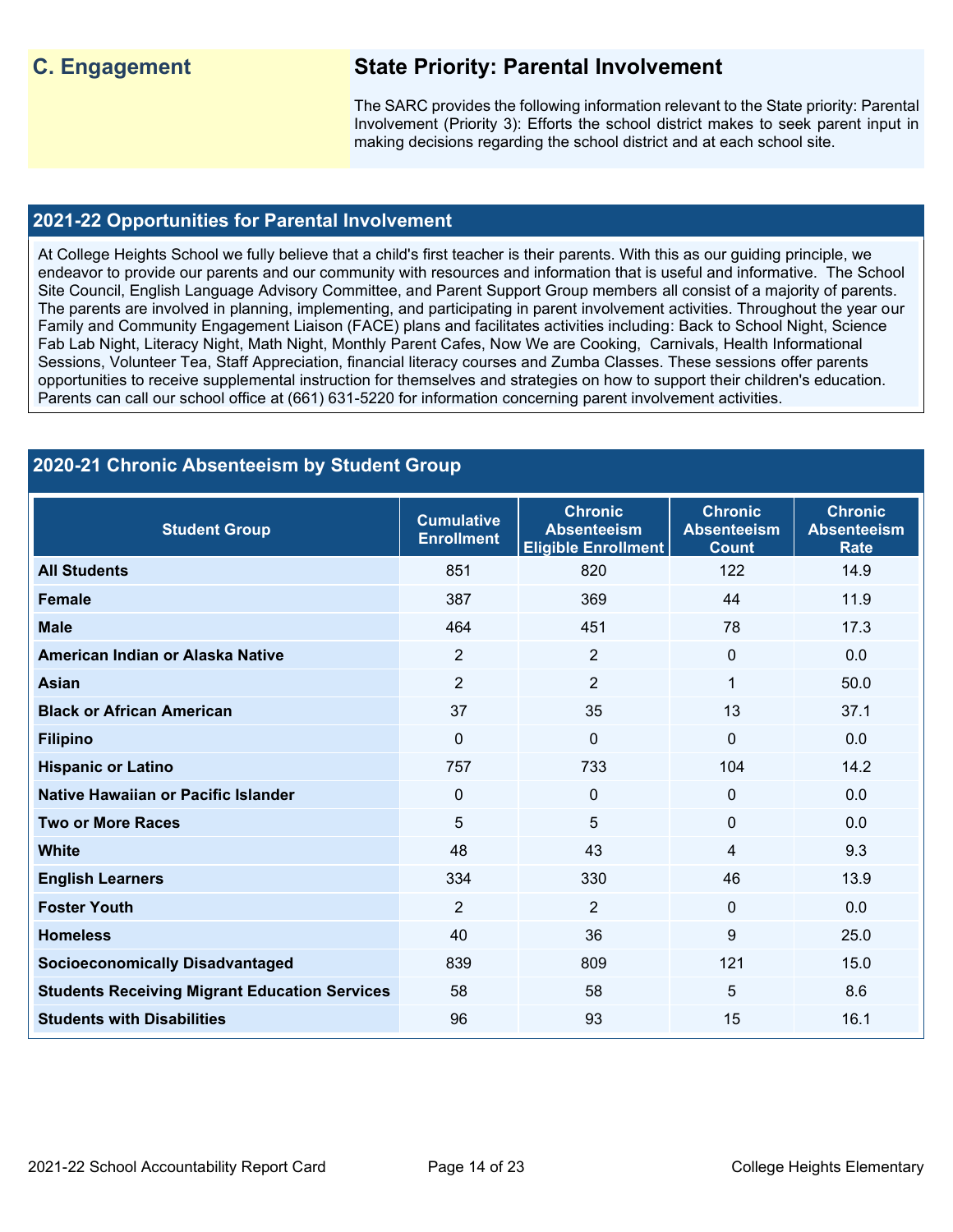## C. Engagement

## State Priority: Parental Involvement

The SARC provides the following information relevant to the State priority: Parental Involvement (Priority 3): Efforts the school district makes to seek parent input in making decisions regarding the school district and at each school site.

### 2021-22 Opportunities for Parental Involvement

At College Heights School we fully believe that a child's first teacher is their parents. With this as our guiding principle, we endeavor to provide our parents and our community with resources and information that is useful and informative. The School Site Council, English Language Advisory Committee, and Parent Support Group members all consist of a majority of parents. The parents are involved in planning, implementing, and participating in parent involvement activities. Throughout the year our Family and Community Engagement Liaison (FACE) plans and facilitates activities including: Back to School Night, Science Fab Lab Night, Literacy Night, Math Night, Monthly Parent Cafes, Now We are Cooking, Carnivals, Health Informational Sessions, Volunteer Tea, Staff Appreciation, financial literacy courses and Zumba Classes. These sessions offer parents opportunities to receive supplemental instruction for themselves and strategies on how to support their children's education. Parents can call our school office at (661) 631-5220 for information concerning parent involvement activities.

### 2020-21 Chronic Absenteeism by Student Group

| Student Group | Cumulative Enrollment | Chronic Absenteeism Eligible Enrollment | Chronic Absenteeism Count | Chronic Absenteeism Rate |
|---|---|---|---|---|
| **All Students** | 851 | 820 | 122 | 14.9 |
| **Female** | 387 | 369 | 44 | 11.9 |
| **Male** | 464 | 451 | 78 | 17.3 |
| **American Indian or Alaska Native** | 2 | 2 | 0 | 0.0 |
| **Asian** | 2 | 2 | 1 | 50.0 |
| **Black or African American** | 37 | 35 | 13 | 37.1 |
| **Filipino** | 0 | 0 | 0 | 0.0 |
| **Hispanic or Latino** | 757 | 733 | 104 | 14.2 |
| **Native Hawaiian or Pacific Islander** | 0 | 0 | 0 | 0.0 |
| **Two or More Races** | 5 | 5 | 0 | 0.0 |
| **White** | 48 | 43 | 4 | 9.3 |
| **English Learners** | 334 | 330 | 46 | 13.9 |
| **Foster Youth** | 2 | 2 | 0 | 0.0 |
| **Homeless** | 40 | 36 | 9 | 25.0 |
| **Socioeconomically Disadvantaged** | 839 | 809 | 121 | 15.0 |
| **Students Receiving Migrant Education Services** | 58 | 58 | 5 | 8.6 |
| **Students with Disabilities** | 96 | 93 | 15 | 16.1 |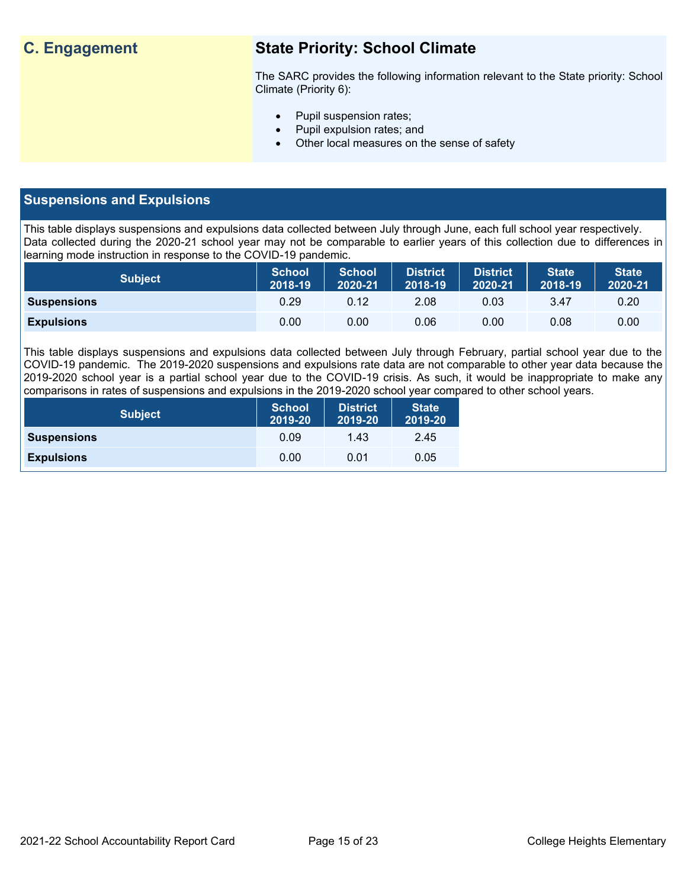## C. Engagement

### State Priority: School Climate

The SARC provides the following information relevant to the State priority: School Climate (Priority 6):

- Pupil suspension rates;
- Pupil expulsion rates; and
- Other local measures on the sense of safety

## Suspensions and Expulsions

This table displays suspensions and expulsions data collected between July through June, each full school year respectively. Data collected during the 2020-21 school year may not be comparable to earlier years of this collection due to differences in learning mode instruction in response to the COVID-19 pandemic.

| Subject | School 2018-19 | School 2020-21 | District 2018-19 | District 2020-21 | State 2018-19 | State 2020-21 |
|---|---|---|---|---|---|---|
| **Suspensions** | 0.29 | 0.12 | 2.08 | 0.03 | 3.47 | 0.20 |
| **Expulsions** | 0.00 | 0.00 | 0.06 | 0.00 | 0.08 | 0.00 |

This table displays suspensions and expulsions data collected between July through February, partial school year due to the COVID-19 pandemic. The 2019-2020 suspensions and expulsions rate data are not comparable to other year data because the 2019-2020 school year is a partial school year due to the COVID-19 crisis. As such, it would be inappropriate to make any comparisons in rates of suspensions and expulsions in the 2019-2020 school year compared to other school years.

| Subject | School 2019-20 | District 2019-20 | State 2019-20 |
|---|---|---|---|
| **Suspensions** | 0.09 | 1.43 | 2.45 |
| **Expulsions** | 0.00 | 0.01 | 0.05 |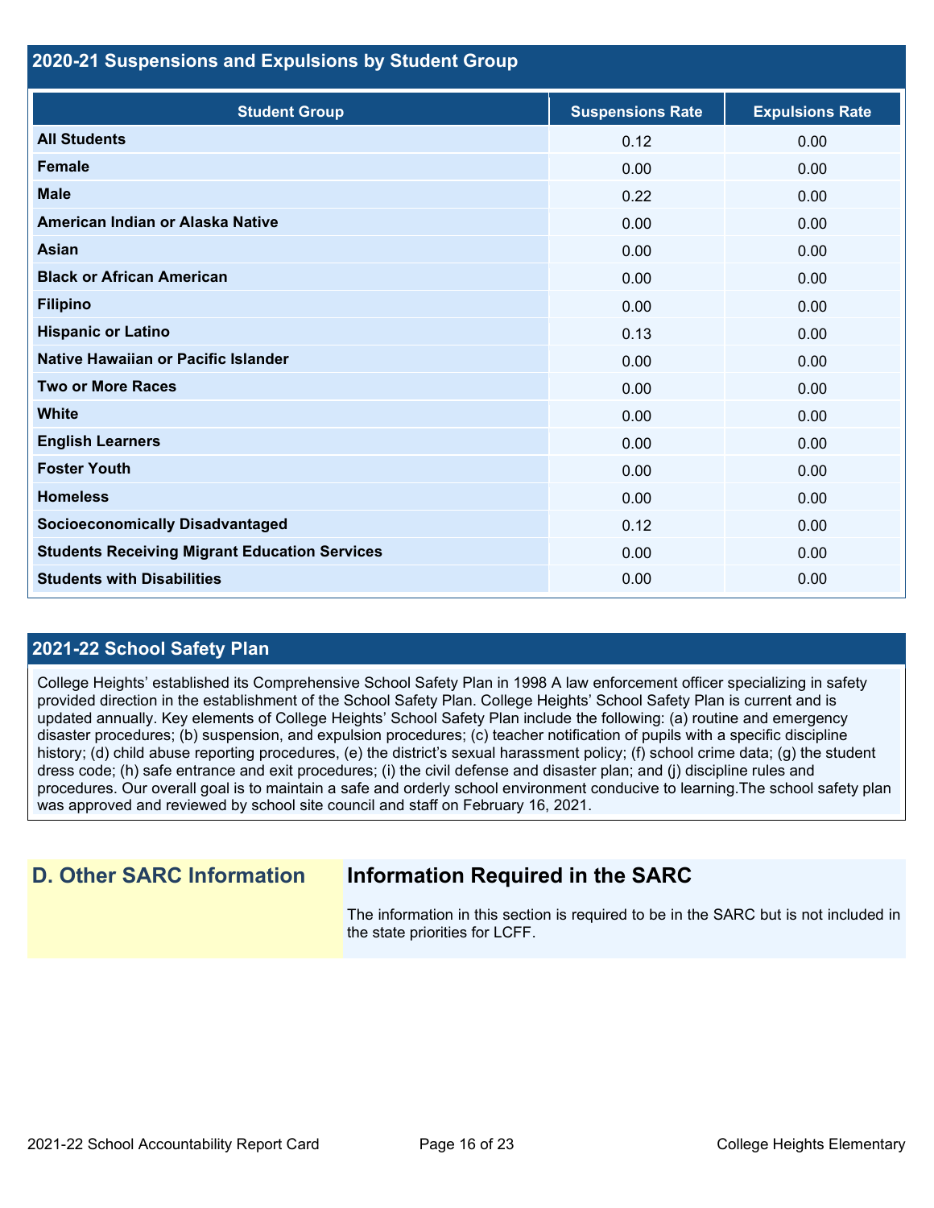## 2020-21 Suspensions and Expulsions by Student Group

| Student Group | Suspensions Rate | Expulsions Rate |
| --- | --- | --- |
| **All Students** | 0.12 | 0.00 |
| **Female** | 0.00 | 0.00 |
| **Male** | 0.22 | 0.00 |
| **American Indian or Alaska Native** | 0.00 | 0.00 |
| **Asian** | 0.00 | 0.00 |
| **Black or African American** | 0.00 | 0.00 |
| **Filipino** | 0.00 | 0.00 |
| **Hispanic or Latino** | 0.13 | 0.00 |
| **Native Hawaiian or Pacific Islander** | 0.00 | 0.00 |
| **Two or More Races** | 0.00 | 0.00 |
| **White** | 0.00 | 0.00 |
| **English Learners** | 0.00 | 0.00 |
| **Foster Youth** | 0.00 | 0.00 |
| **Homeless** | 0.00 | 0.00 |
| **Socioeconomically Disadvantaged** | 0.12 | 0.00 |
| **Students Receiving Migrant Education Services** | 0.00 | 0.00 |
| **Students with Disabilities** | 0.00 | 0.00 |

## 2021-22 School Safety Plan

College Heights' established its Comprehensive School Safety Plan in 1998 A law enforcement officer specializing in safety provided direction in the establishment of the School Safety Plan. College Heights' School Safety Plan is current and is updated annually. Key elements of College Heights' School Safety Plan include the following: (a) routine and emergency disaster procedures; (b) suspension, and expulsion procedures; (c) teacher notification of pupils with a specific discipline history; (d) child abuse reporting procedures, (e) the district's sexual harassment policy; (f) school crime data; (g) the student dress code; (h) safe entrance and exit procedures; (i) the civil defense and disaster plan; and (j) discipline rules and procedures. Our overall goal is to maintain a safe and orderly school environment conducive to learning.The school safety plan was approved and reviewed by school site council and staff on February 16, 2021.

## D. Other SARC Information

### Information Required in the SARC

The information in this section is required to be in the SARC but is not included in the state priorities for LCFF.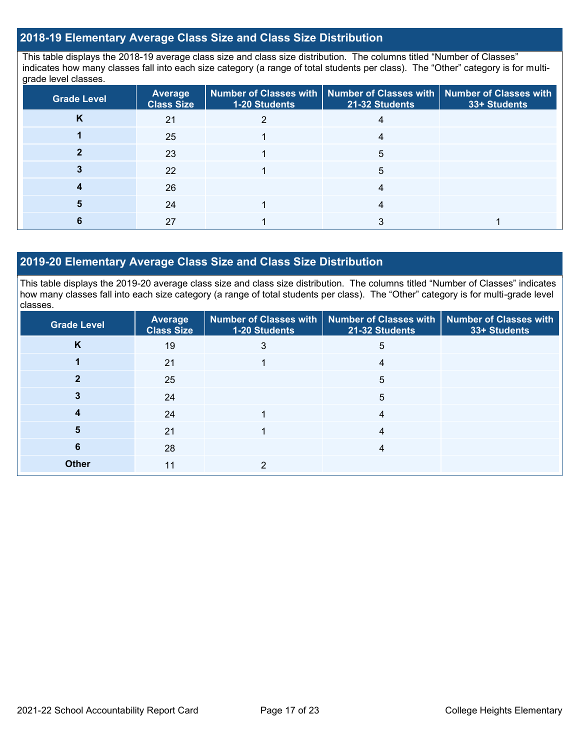## 2018-19 Elementary Average Class Size and Class Size Distribution

This table displays the 2018-19 average class size and class size distribution. The columns titled "Number of Classes" indicates how many classes fall into each size category (a range of total students per class). The "Other" category is for multi-grade level classes.

| Grade Level | Average Class Size | Number of Classes with 1-20 Students | Number of Classes with 21-32 Students | Number of Classes with 33+ Students |
|---|---|---|---|---|
| K | 21 | 2 | 4 | |
| 1 | 25 | 1 | 4 | |
| 2 | 23 | 1 | 5 | |
| 3 | 22 | 1 | 5 | |
| 4 | 26 | | 4 | |
| 5 | 24 | 1 | 4 | |
| 6 | 27 | 1 | 3 | 1 |

## 2019-20 Elementary Average Class Size and Class Size Distribution

This table displays the 2019-20 average class size and class size distribution. The columns titled "Number of Classes" indicates how many classes fall into each size category (a range of total students per class). The "Other" category is for multi-grade level classes.

| Grade Level | Average Class Size | Number of Classes with 1-20 Students | Number of Classes with 21-32 Students | Number of Classes with 33+ Students |
|---|---|---|---|---|
| K | 19 | 3 | 5 | |
| 1 | 21 | 1 | 4 | |
| 2 | 25 | | 5 | |
| 3 | 24 | | 5 | |
| 4 | 24 | 1 | 4 | |
| 5 | 21 | 1 | 4 | |
| 6 | 28 | | 4 | |
| Other | 11 | 2 | | |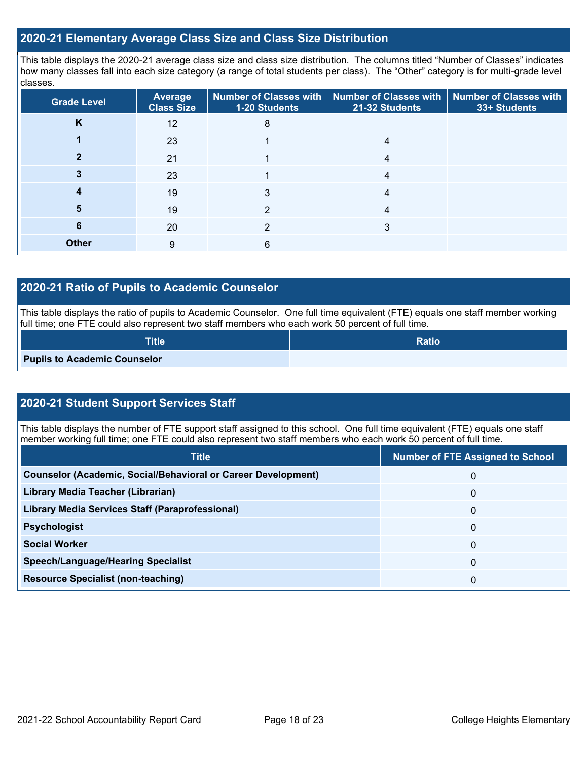## 2020-21 Elementary Average Class Size and Class Size Distribution

This table displays the 2020-21 average class size and class size distribution. The columns titled "Number of Classes" indicates how many classes fall into each size category (a range of total students per class). The "Other" category is for multi-grade level classes.

| Grade Level | Average Class Size | Number of Classes with 1-20 Students | Number of Classes with 21-32 Students | Number of Classes with 33+ Students |
|---|---|---|---|---|
| K | 12 | 8 | | |
| 1 | 23 | 1 | 4 | |
| 2 | 21 | 1 | 4 | |
| 3 | 23 | 1 | 4 | |
| 4 | 19 | 3 | 4 | |
| 5 | 19 | 2 | 4 | |
| 6 | 20 | 2 | 3 | |
| Other | 9 | 6 | | |

## 2020-21 Ratio of Pupils to Academic Counselor

This table displays the ratio of pupils to Academic Counselor. One full time equivalent (FTE) equals one staff member working full time; one FTE could also represent two staff members who each work 50 percent of full time.

| Title | Ratio |
|---|---|
| Pupils to Academic Counselor | |

## 2020-21 Student Support Services Staff

This table displays the number of FTE support staff assigned to this school. One full time equivalent (FTE) equals one staff member working full time; one FTE could also represent two staff members who each work 50 percent of full time.

| Title | Number of FTE Assigned to School |
|---|---|
| Counselor (Academic, Social/Behavioral or Career Development) | 0 |
| Library Media Teacher (Librarian) | 0 |
| Library Media Services Staff (Paraprofessional) | 0 |
| Psychologist | 0 |
| Social Worker | 0 |
| Speech/Language/Hearing Specialist | 0 |
| Resource Specialist (non-teaching) | 0 |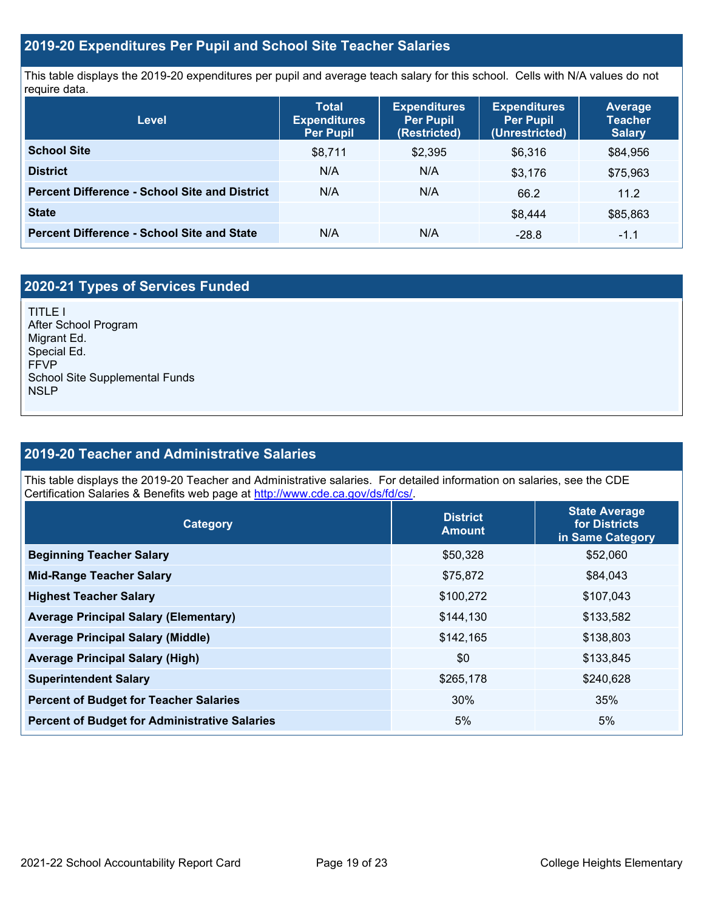## 2019-20 Expenditures Per Pupil and School Site Teacher Salaries

This table displays the 2019-20 expenditures per pupil and average teach salary for this school. Cells with N/A values do not require data.

| Level | Total Expenditures Per Pupil | Expenditures Per Pupil (Restricted) | Expenditures Per Pupil (Unrestricted) | Average Teacher Salary |
|---|---|---|---|---|
| **School Site** | $8,711 | $2,395 | $6,316 | $84,956 |
| **District** | N/A | N/A | $3,176 | $75,963 |
| **Percent Difference - School Site and District** | N/A | N/A | 66.2 | 11.2 |
| **State** | | | $8,444 | $85,863 |
| **Percent Difference - School Site and State** | N/A | N/A | -28.8 | -1.1 |

## 2020-21 Types of Services Funded

TITLE I
After School Program
Migrant Ed.
Special Ed.
FFVP
School Site Supplemental Funds
NSLP

## 2019-20 Teacher and Administrative Salaries

This table displays the 2019-20 Teacher and Administrative salaries. For detailed information on salaries, see the CDE Certification Salaries & Benefits web page at http://www.cde.ca.gov/ds/fd/cs/.

| Category | District Amount | State Average for Districts in Same Category |
|---|---|---|
| **Beginning Teacher Salary** | $50,328 | $52,060 |
| **Mid-Range Teacher Salary** | $75,872 | $84,043 |
| **Highest Teacher Salary** | $100,272 | $107,043 |
| **Average Principal Salary (Elementary)** | $144,130 | $133,582 |
| **Average Principal Salary (Middle)** | $142,165 | $138,803 |
| **Average Principal Salary (High)** | $0 | $133,845 |
| **Superintendent Salary** | $265,178 | $240,628 |
| **Percent of Budget for Teacher Salaries** | 30% | 35% |
| **Percent of Budget for Administrative Salaries** | 5% | 5% |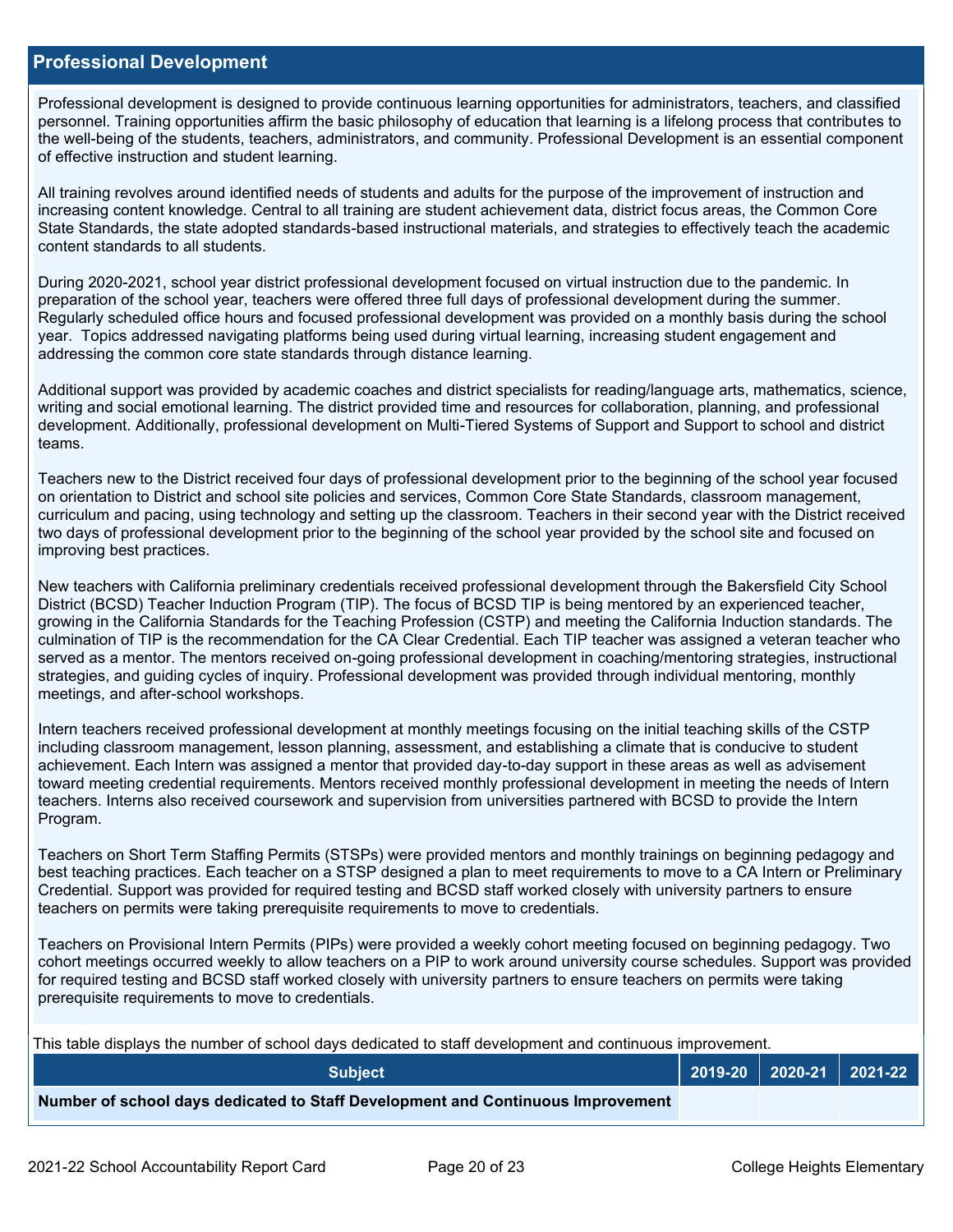## Professional Development

Professional development is designed to provide continuous learning opportunities for administrators, teachers, and classified personnel. Training opportunities affirm the basic philosophy of education that learning is a lifelong process that contributes to the well-being of the students, teachers, administrators, and community. Professional Development is an essential component of effective instruction and student learning.

All training revolves around identified needs of students and adults for the purpose of the improvement of instruction and increasing content knowledge. Central to all training are student achievement data, district focus areas, the Common Core State Standards, the state adopted standards-based instructional materials, and strategies to effectively teach the academic content standards to all students.

During 2020-2021, school year district professional development focused on virtual instruction due to the pandemic. In preparation of the school year, teachers were offered three full days of professional development during the summer. Regularly scheduled office hours and focused professional development was provided on a monthly basis during the school year. Topics addressed navigating platforms being used during virtual learning, increasing student engagement and addressing the common core state standards through distance learning.

Additional support was provided by academic coaches and district specialists for reading/language arts, mathematics, science, writing and social emotional learning. The district provided time and resources for collaboration, planning, and professional development. Additionally, professional development on Multi-Tiered Systems of Support and Support to school and district teams.

Teachers new to the District received four days of professional development prior to the beginning of the school year focused on orientation to District and school site policies and services, Common Core State Standards, classroom management, curriculum and pacing, using technology and setting up the classroom. Teachers in their second year with the District received two days of professional development prior to the beginning of the school year provided by the school site and focused on improving best practices.

New teachers with California preliminary credentials received professional development through the Bakersfield City School District (BCSD) Teacher Induction Program (TIP). The focus of BCSD TIP is being mentored by an experienced teacher, growing in the California Standards for the Teaching Profession (CSTP) and meeting the California Induction standards. The culmination of TIP is the recommendation for the CA Clear Credential. Each TIP teacher was assigned a veteran teacher who served as a mentor. The mentors received on-going professional development in coaching/mentoring strategies, instructional strategies, and guiding cycles of inquiry. Professional development was provided through individual mentoring, monthly meetings, and after-school workshops.

Intern teachers received professional development at monthly meetings focusing on the initial teaching skills of the CSTP including classroom management, lesson planning, assessment, and establishing a climate that is conducive to student achievement. Each Intern was assigned a mentor that provided day-to-day support in these areas as well as advisement toward meeting credential requirements. Mentors received monthly professional development in meeting the needs of Intern teachers. Interns also received coursework and supervision from universities partnered with BCSD to provide the Intern Program.

Teachers on Short Term Staffing Permits (STSPs) were provided mentors and monthly trainings on beginning pedagogy and best teaching practices. Each teacher on a STSP designed a plan to meet requirements to move to a CA Intern or Preliminary Credential. Support was provided for required testing and BCSD staff worked closely with university partners to ensure teachers on permits were taking prerequisite requirements to move to credentials.

Teachers on Provisional Intern Permits (PIPs) were provided a weekly cohort meeting focused on beginning pedagogy. Two cohort meetings occurred weekly to allow teachers on a PIP to work around university course schedules. Support was provided for required testing and BCSD staff worked closely with university partners to ensure teachers on permits were taking prerequisite requirements to move to credentials.

This table displays the number of school days dedicated to staff development and continuous improvement.

| Subject | 2019-20 | 2020-21 | 2021-22 |
|---|---|---|---|
| **Number of school days dedicated to Staff Development and Continuous Improvement** | | | |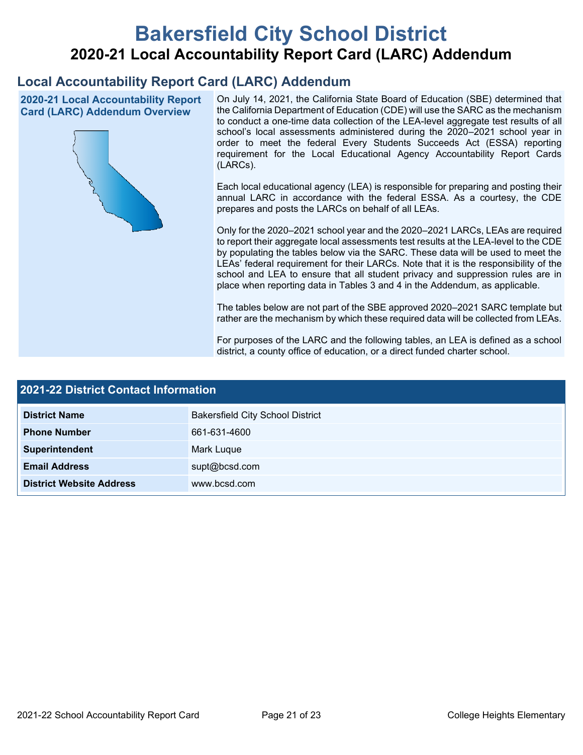# Bakersfield City School District

## 2020-21 Local Accountability Report Card (LARC) Addendum

## Local Accountability Report Card (LARC) Addendum

### 2020-21 Local Accountability Report Card (LARC) Addendum Overview

On July 14, 2021, the California State Board of Education (SBE) determined that the California Department of Education (CDE) will use the SARC as the mechanism to conduct a one-time data collection of the LEA-level aggregate test results of all school's local assessments administered during the 2020–2021 school year in order to meet the federal Every Students Succeeds Act (ESSA) reporting requirement for the Local Educational Agency Accountability Report Cards (LARCs).

Each local educational agency (LEA) is responsible for preparing and posting their annual LARC in accordance with the federal ESSA. As a courtesy, the CDE prepares and posts the LARCs on behalf of all LEAs.

Only for the 2020–2021 school year and the 2020–2021 LARCs, LEAs are required to report their aggregate local assessments test results at the LEA-level to the CDE by populating the tables below via the SARC. These data will be used to meet the LEAs' federal requirement for their LARCs. Note that it is the responsibility of the school and LEA to ensure that all student privacy and suppression rules are in place when reporting data in Tables 3 and 4 in the Addendum, as applicable.

The tables below are not part of the SBE approved 2020–2021 SARC template but rather are the mechanism by which these required data will be collected from LEAs.

For purposes of the LARC and the following tables, an LEA is defined as a school district, a county office of education, or a direct funded charter school.

### 2021-22 District Contact Information

| 2021-22 District Contact Information | |
|---|---|
| **District Name** | Bakersfield City School District |
| **Phone Number** | 661-631-4600 |
| **Superintendent** | Mark Luque |
| **Email Address** | supt@bcsd.com |
| **District Website Address** | www.bcsd.com |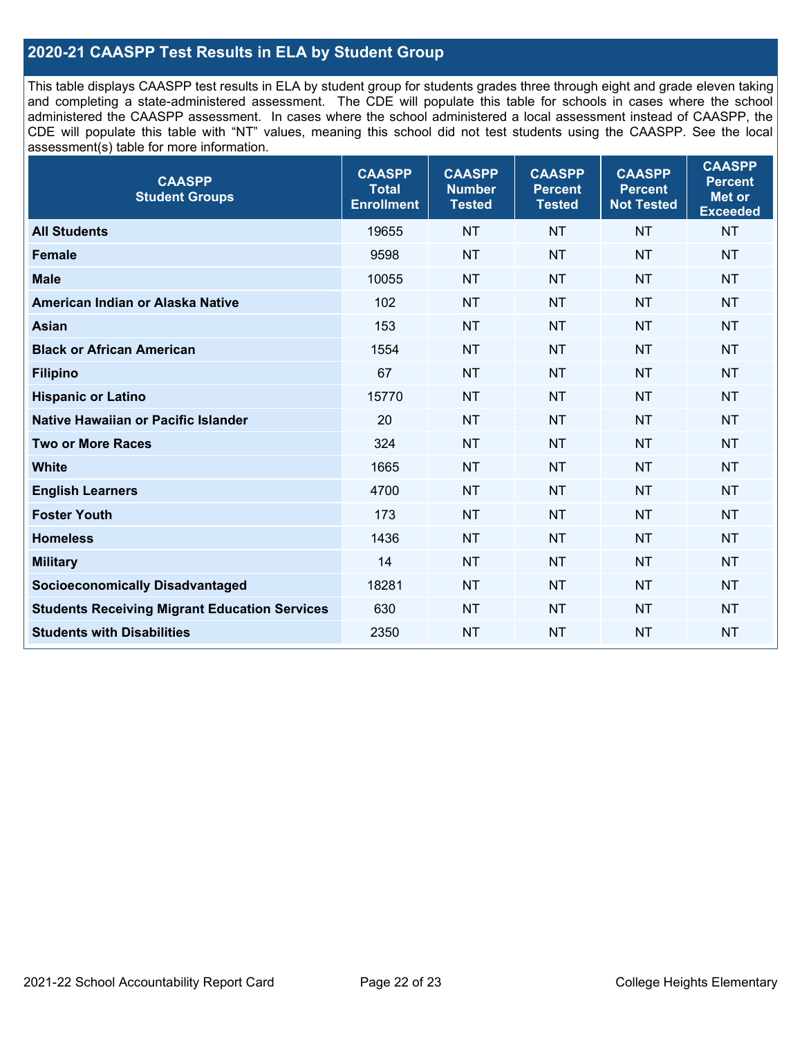## 2020-21 CAASPP Test Results in ELA by Student Group

This table displays CAASPP test results in ELA by student group for students grades three through eight and grade eleven taking and completing a state-administered assessment. The CDE will populate this table for schools in cases where the school administered the CAASPP assessment. In cases where the school administered a local assessment instead of CAASPP, the CDE will populate this table with "NT" values, meaning this school did not test students using the CAASPP. See the local assessment(s) table for more information.

| CAASPP Student Groups | CAASPP Total Enrollment | CAASPP Number Tested | CAASPP Percent Tested | CAASPP Percent Not Tested | CAASPP Percent Met or Exceeded |
|---|---|---|---|---|---|
| **All Students** | 19655 | NT | NT | NT | NT |
| **Female** | 9598 | NT | NT | NT | NT |
| **Male** | 10055 | NT | NT | NT | NT |
| **American Indian or Alaska Native** | 102 | NT | NT | NT | NT |
| **Asian** | 153 | NT | NT | NT | NT |
| **Black or African American** | 1554 | NT | NT | NT | NT |
| **Filipino** | 67 | NT | NT | NT | NT |
| **Hispanic or Latino** | 15770 | NT | NT | NT | NT |
| **Native Hawaiian or Pacific Islander** | 20 | NT | NT | NT | NT |
| **Two or More Races** | 324 | NT | NT | NT | NT |
| **White** | 1665 | NT | NT | NT | NT |
| **English Learners** | 4700 | NT | NT | NT | NT |
| **Foster Youth** | 173 | NT | NT | NT | NT |
| **Homeless** | 1436 | NT | NT | NT | NT |
| **Military** | 14 | NT | NT | NT | NT |
| **Socioeconomically Disadvantaged** | 18281 | NT | NT | NT | NT |
| **Students Receiving Migrant Education Services** | 630 | NT | NT | NT | NT |
| **Students with Disabilities** | 2350 | NT | NT | NT | NT |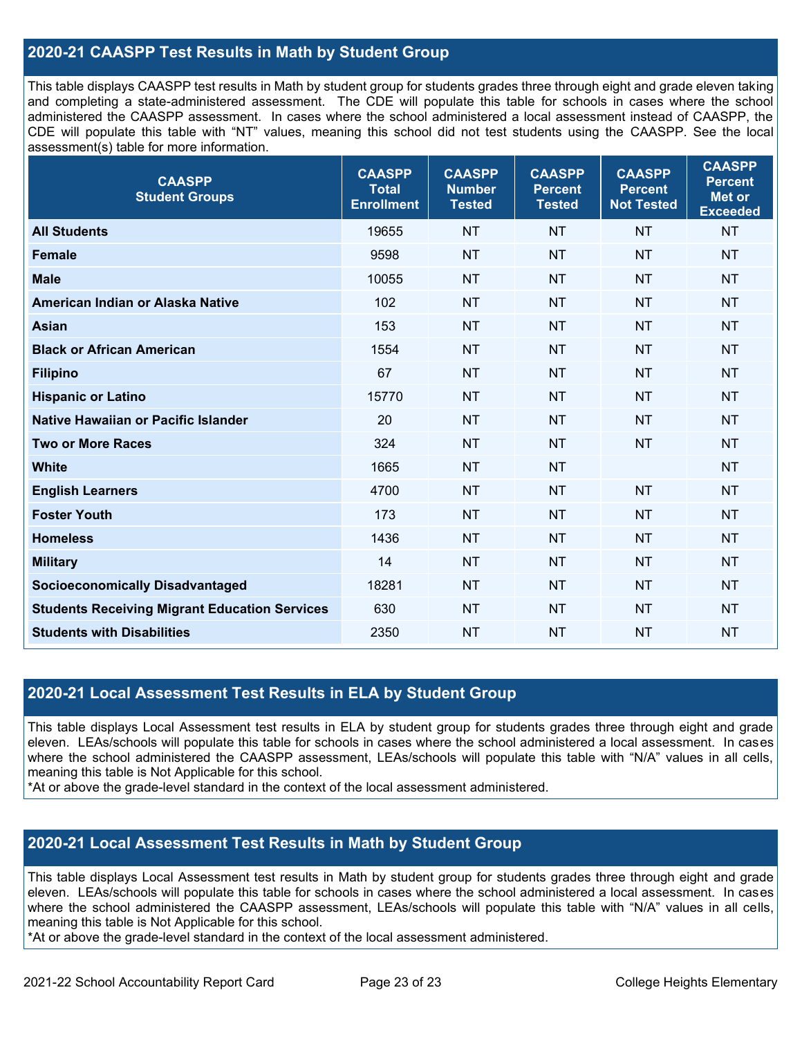## 2020-21 CAASPP Test Results in Math by Student Group

This table displays CAASPP test results in Math by student group for students grades three through eight and grade eleven taking and completing a state-administered assessment. The CDE will populate this table for schools in cases where the school administered the CAASPP assessment. In cases where the school administered a local assessment instead of CAASPP, the CDE will populate this table with "NT" values, meaning this school did not test students using the CAASPP. See the local assessment(s) table for more information.

| CAASPP Student Groups | CAASPP Total Enrollment | CAASPP Number Tested | CAASPP Percent Tested | CAASPP Percent Not Tested | CAASPP Percent Met or Exceeded |
|---|---|---|---|---|---|
| **All Students** | 19655 | NT | NT | NT | NT |
| **Female** | 9598 | NT | NT | NT | NT |
| **Male** | 10055 | NT | NT | NT | NT |
| **American Indian or Alaska Native** | 102 | NT | NT | NT | NT |
| **Asian** | 153 | NT | NT | NT | NT |
| **Black or African American** | 1554 | NT | NT | NT | NT |
| **Filipino** | 67 | NT | NT | NT | NT |
| **Hispanic or Latino** | 15770 | NT | NT | NT | NT |
| **Native Hawaiian or Pacific Islander** | 20 | NT | NT | NT | NT |
| **Two or More Races** | 324 | NT | NT | NT | NT |
| **White** | 1665 | NT | NT | | NT |
| **English Learners** | 4700 | NT | NT | NT | NT |
| **Foster Youth** | 173 | NT | NT | NT | NT |
| **Homeless** | 1436 | NT | NT | NT | NT |
| **Military** | 14 | NT | NT | NT | NT |
| **Socioeconomically Disadvantaged** | 18281 | NT | NT | NT | NT |
| **Students Receiving Migrant Education Services** | 630 | NT | NT | NT | NT |
| **Students with Disabilities** | 2350 | NT | NT | NT | NT |

## 2020-21 Local Assessment Test Results in ELA by Student Group

This table displays Local Assessment test results in ELA by student group for students grades three through eight and grade eleven. LEAs/schools will populate this table for schools in cases where the school administered a local assessment. In cases where the school administered the CAASPP assessment, LEAs/schools will populate this table with "N/A" values in all cells, meaning this table is Not Applicable for this school.

*At or above the grade-level standard in the context of the local assessment administered.

## 2020-21 Local Assessment Test Results in Math by Student Group

This table displays Local Assessment test results in Math by student group for students grades three through eight and grade eleven. LEAs/schools will populate this table for schools in cases where the school administered a local assessment. In cases where the school administered the CAASPP assessment, LEAs/schools will populate this table with "N/A" values in all cells, meaning this table is Not Applicable for this school.

*At or above the grade-level standard in the context of the local assessment administered.